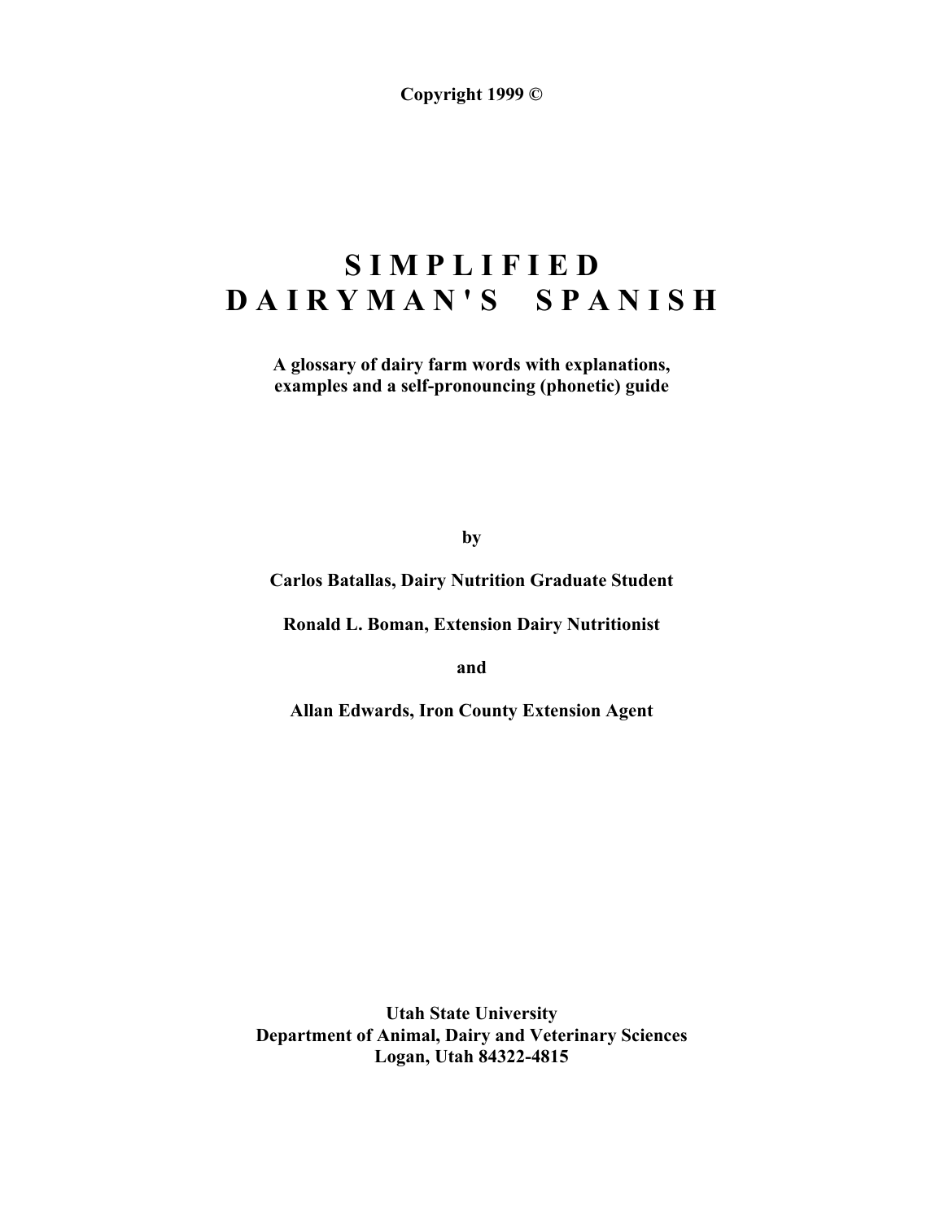**Copyright 1999 ©**

# SIMPLIFIED DAIRYMAN'S SPANISH

**A glossary of dairy farm words with explanations, examples and a self-pronouncing (phonetic) guide**

**by**

**Carlos Batallas, Dairy Nutrition Graduate Student**

**Ronald L. Boman, Extension Dairy Nutritionist**

**and**

**Allan Edwards, Iron County Extension Agent**

**Utah State University**
**Department of Animal, Dairy and Veterinary Sciences**
**Logan, Utah 84322-4815**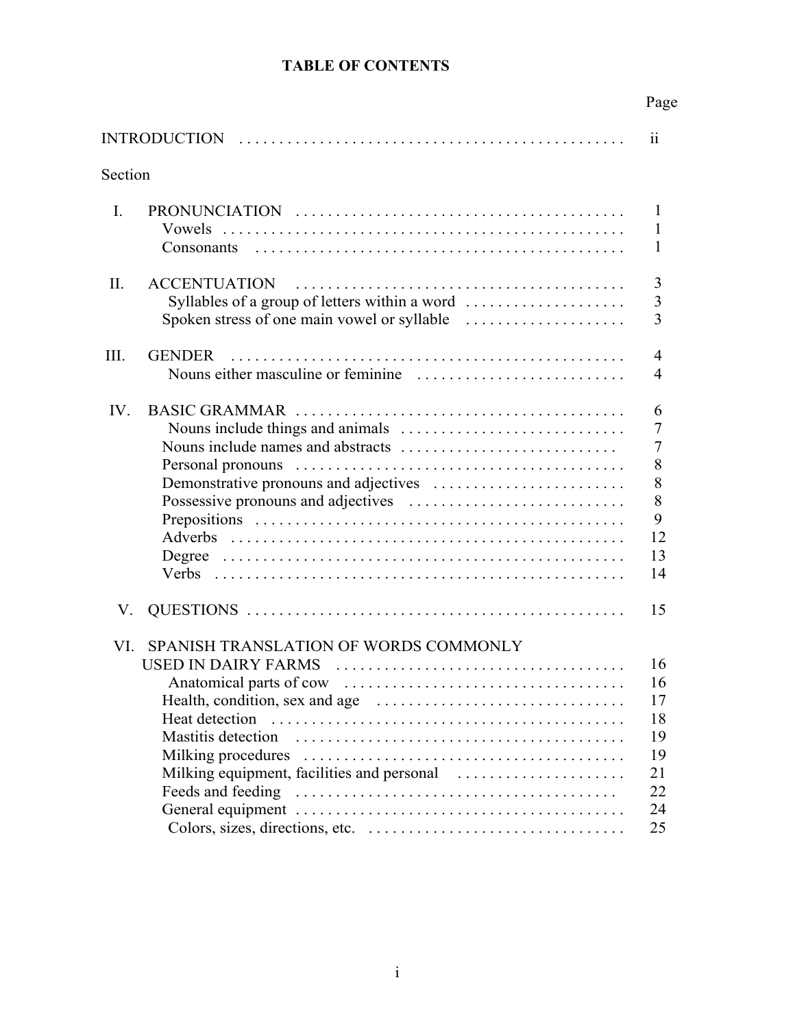# TABLE OF CONTENTS

| | | Page |
|---|---|---|
| INTRODUCTION | | ii |
| Section | | |
| I. | PRONUNCIATION | 1 |
| | Vowels | 1 |
| | Consonants | 1 |
| II. | ACCENTUATION | 3 |
| | Syllables of a group of letters within a word | 3 |
| | Spoken stress of one main vowel or syllable | 3 |
| III. | GENDER | 4 |
| | Nouns either masculine or feminine | 4 |
| IV. | BASIC GRAMMAR | 6 |
| | Nouns include things and animals | 7 |
| | Nouns include names and abstracts | 7 |
| | Personal pronouns | 8 |
| | Demonstrative pronouns and adjectives | 8 |
| | Possessive pronouns and adjectives | 8 |
| | Prepositions | 9 |
| | Adverbs | 12 |
| | Degree | 13 |
| | Verbs | 14 |
| V. | QUESTIONS | 15 |
| VI. | SPANISH TRANSLATION OF WORDS COMMONLY USED IN DAIRY FARMS | 16 |
| | Anatomical parts of cow | 16 |
| | Health, condition, sex and age | 17 |
| | Heat detection | 18 |
| | Mastitis detection | 19 |
| | Milking procedures | 19 |
| | Milking equipment, facilities and personal | 21 |
| | Feeds and feeding | 22 |
| | General equipment | 24 |
| | Colors, sizes, directions, etc. | 25 |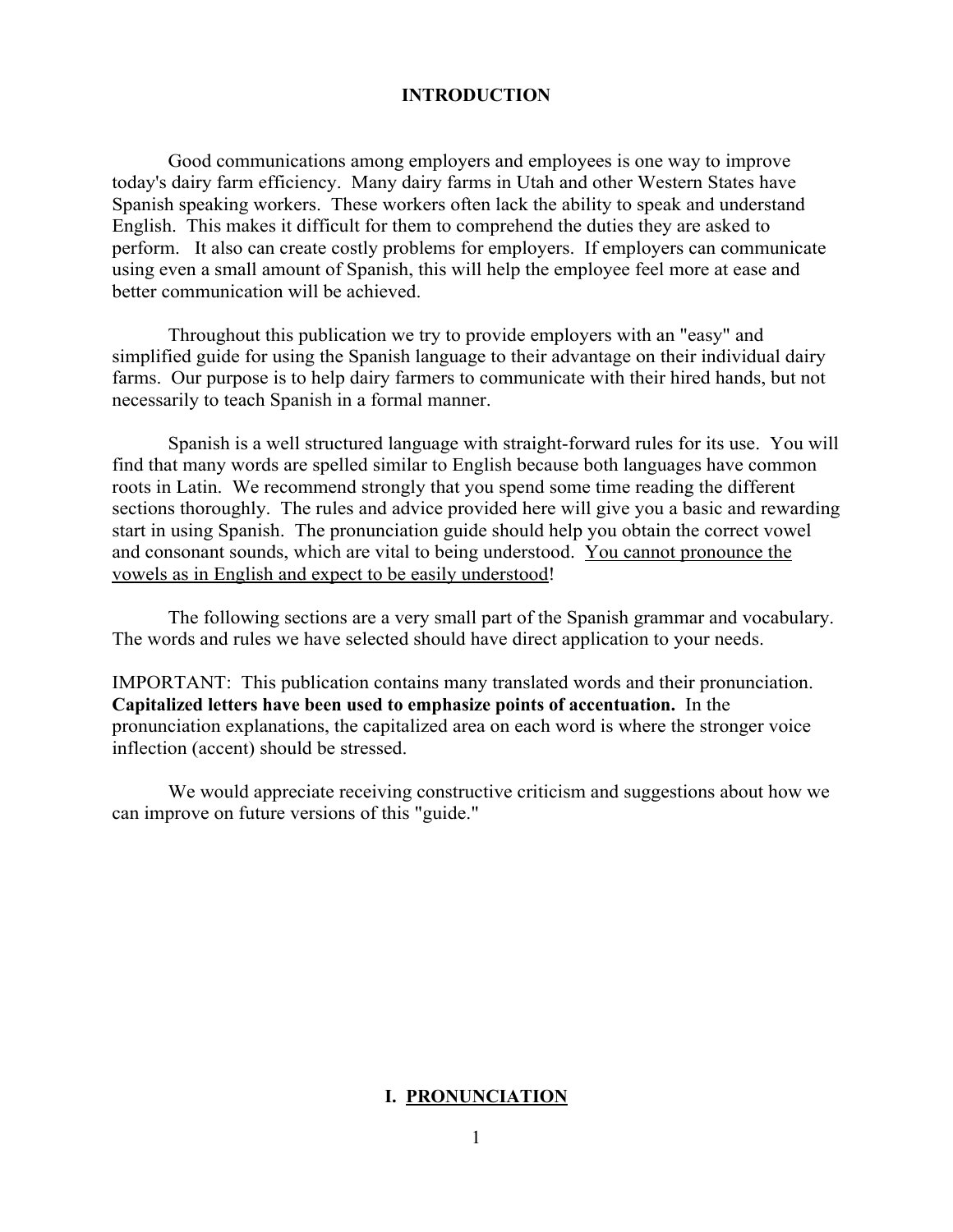# INTRODUCTION

Good communications among employers and employees is one way to improve today's dairy farm efficiency. Many dairy farms in Utah and other Western States have Spanish speaking workers. These workers often lack the ability to speak and understand English. This makes it difficult for them to comprehend the duties they are asked to perform. It also can create costly problems for employers. If employers can communicate using even a small amount of Spanish, this will help the employee feel more at ease and better communication will be achieved.

Throughout this publication we try to provide employers with an "easy" and simplified guide for using the Spanish language to their advantage on their individual dairy farms. Our purpose is to help dairy farmers to communicate with their hired hands, but not necessarily to teach Spanish in a formal manner.

Spanish is a well structured language with straight-forward rules for its use. You will find that many words are spelled similar to English because both languages have common roots in Latin. We recommend strongly that you spend some time reading the different sections thoroughly. The rules and advice provided here will give you a basic and rewarding start in using Spanish. The pronunciation guide should help you obtain the correct vowel and consonant sounds, which are vital to being understood. <u>You cannot pronounce the vowels as in English and expect to be easily understood</u>!

The following sections are a very small part of the Spanish grammar and vocabulary. The words and rules we have selected should have direct application to your needs.

IMPORTANT: This publication contains many translated words and their pronunciation. **Capitalized letters have been used to emphasize points of accentuation.** In the pronunciation explanations, the capitalized area on each word is where the stronger voice inflection (accent) should be stressed.

We would appreciate receiving constructive criticism and suggestions about how we can improve on future versions of this "guide."

## I. PRONUNCIATION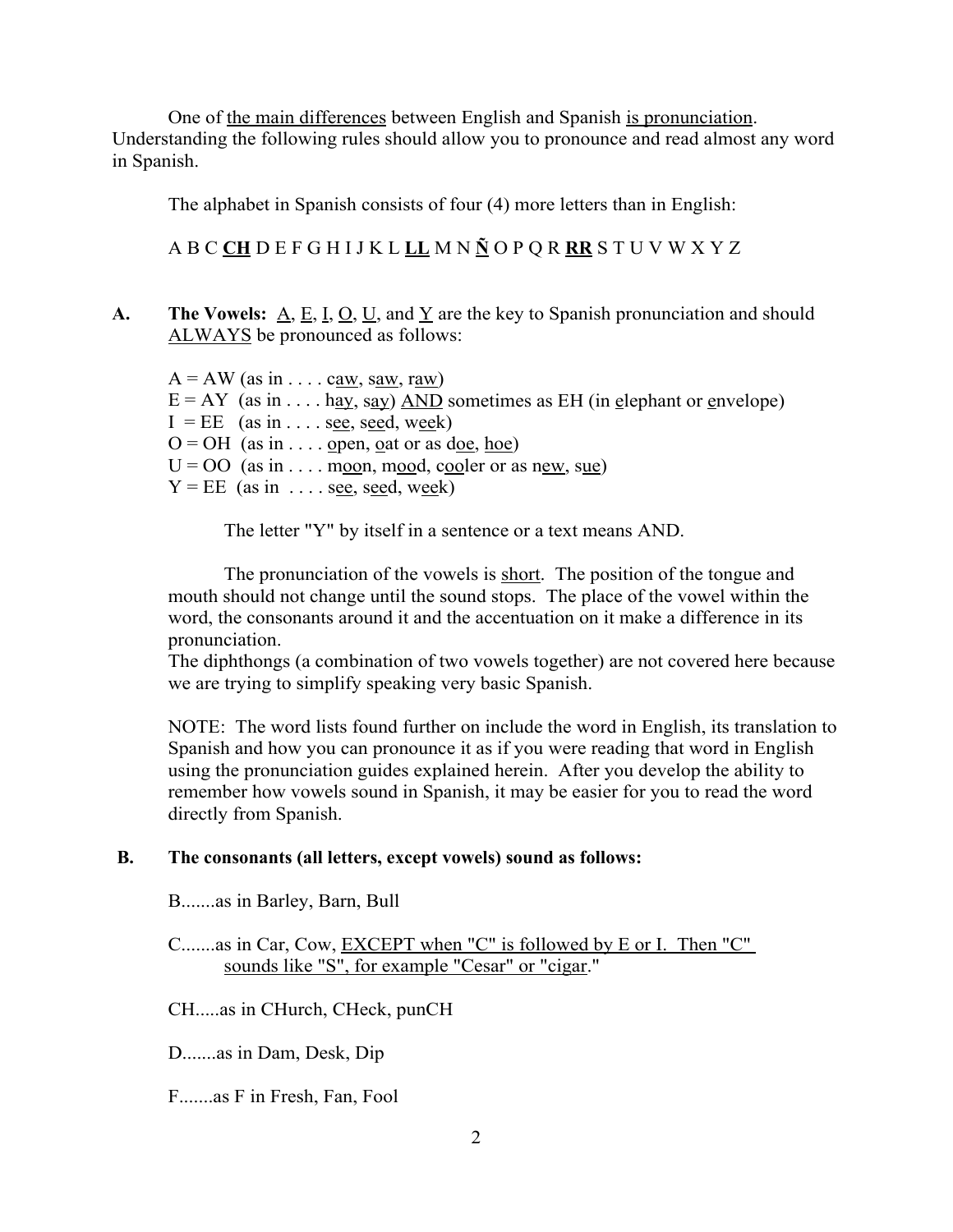One of <u>the main differences</u> between English and Spanish <u>is pronunciation</u>. Understanding the following rules should allow you to pronounce and read almost any word in Spanish.

The alphabet in Spanish consists of four (4) more letters than in English:

A B C <u>**CH**</u> D E F G H I J K L <u>**LL**</u> M N <u>**Ñ**</u> O P Q R <u>**RR**</u> S T U V W X Y Z

**A. The Vowels:** <u>A</u>, <u>E</u>, <u>I</u>, <u>O</u>, <u>U</u>, and <u>Y</u> are the key to Spanish pronunciation and should <u>ALWAYS</u> be pronounced as follows:

A = AW (as in . . . . c<u>aw</u>, s<u>aw</u>, r<u>aw</u>)
E = AY (as in . . . . h<u>ay</u>, s<u>ay</u>) <u>AND</u> sometimes as EH (in <u>e</u>lephant or <u>e</u>nvelope)
I = EE (as in . . . . s<u>ee</u>, s<u>ee</u>d, w<u>ee</u>k)
O = OH (as in . . . . <u>o</u>pen, <u>o</u>at or as d<u>oe</u>, h<u>oe</u>)
U = OO (as in . . . . m<u>oo</u>n, m<u>oo</u>d, c<u>oo</u>ler or as n<u>ew</u>, s<u>ue</u>)
Y = EE (as in . . . . s<u>ee</u>, s<u>ee</u>d, w<u>ee</u>k)

The letter "Y" by itself in a sentence or a text means AND.

The pronunciation of the vowels is <u>short</u>. The position of the tongue and mouth should not change until the sound stops. The place of the vowel within the word, the consonants around it and the accentuation on it make a difference in its pronunciation.
The diphthongs (a combination of two vowels together) are not covered here because we are trying to simplify speaking very basic Spanish.

NOTE: The word lists found further on include the word in English, its translation to Spanish and how you can pronounce it as if you were reading that word in English using the pronunciation guides explained herein. After you develop the ability to remember how vowels sound in Spanish, it may be easier for you to read the word directly from Spanish.

**B. The consonants (all letters, except vowels) sound as follows:**

B.......as in Barley, Barn, Bull

C.......as in Car, Cow, <u>EXCEPT when "C" is followed by E or I. Then "C" sounds like "S", for example "Cesar" or "cigar</u>."

CH.....as in CHurch, CHeck, punCH

D.......as in Dam, Desk, Dip

F.......as F in Fresh, Fan, Fool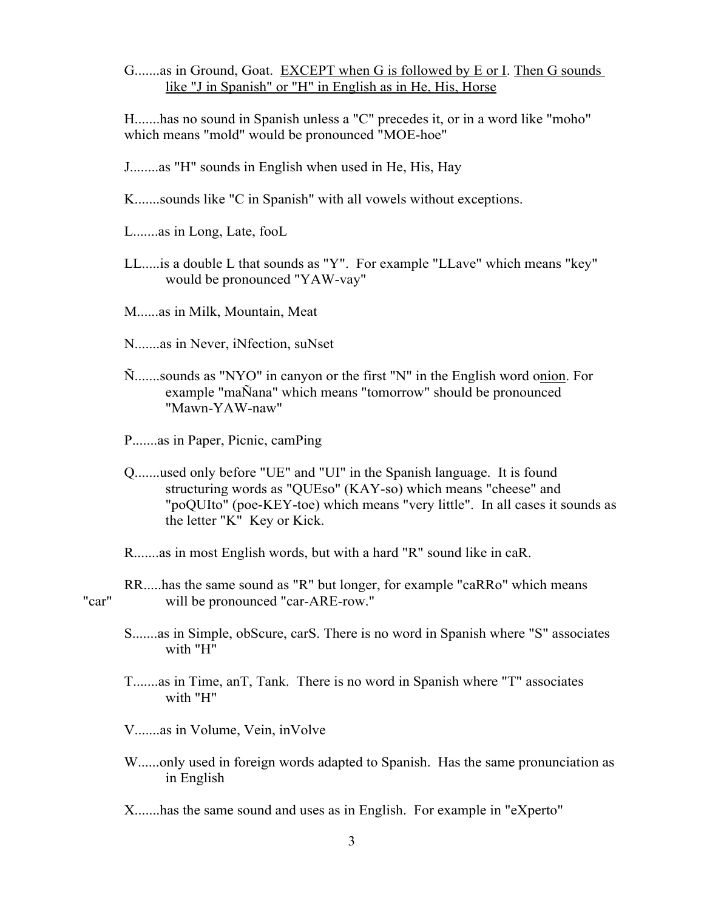G.......as in Ground, Goat. <u>EXCEPT when G is followed by E or I</u>. <u>Then G sounds like "J in Spanish" or "H" in English as in He, His, Horse</u>

H.......has no sound in Spanish unless a "C" precedes it, or in a word like "moho" which means "mold" would be pronounced "MOE-hoe"

J........as "H" sounds in English when used in He, His, Hay

K.......sounds like "C in Spanish" with all vowels without exceptions.

L.......as in Long, Late, fooL

LL.....is a double L that sounds as "Y". For example "LLave" which means "key" would be pronounced "YAW-vay"

M......as in Milk, Mountain, Meat

N.......as in Never, iNfection, suNset

Ñ.......sounds as "NYO" in canyon or the first "N" in the English word o<u>nion</u>. For example "maÑana" which means "tomorrow" should be pronounced "Mawn-YAW-naw"

P.......as in Paper, Picnic, camPing

Q.......used only before "UE" and "UI" in the Spanish language. It is found structuring words as "QUEso" (KAY-so) which means "cheese" and "poQUIto" (poe-KEY-toe) which means "very little". In all cases it sounds as the letter "K" Key or Kick.

R.......as in most English words, but with a hard "R" sound like in caR.

RR.....has the same sound as "R" but longer, for example "caRRo" which means "car" will be pronounced "car-ARE-row."

S.......as in Simple, obScure, carS. There is no word in Spanish where "S" associates with "H"

T.......as in Time, anT, Tank. There is no word in Spanish where "T" associates with "H"

V.......as in Volume, Vein, inVolve

W......only used in foreign words adapted to Spanish. Has the same pronunciation as in English

X.......has the same sound and uses as in English. For example in "eXperto"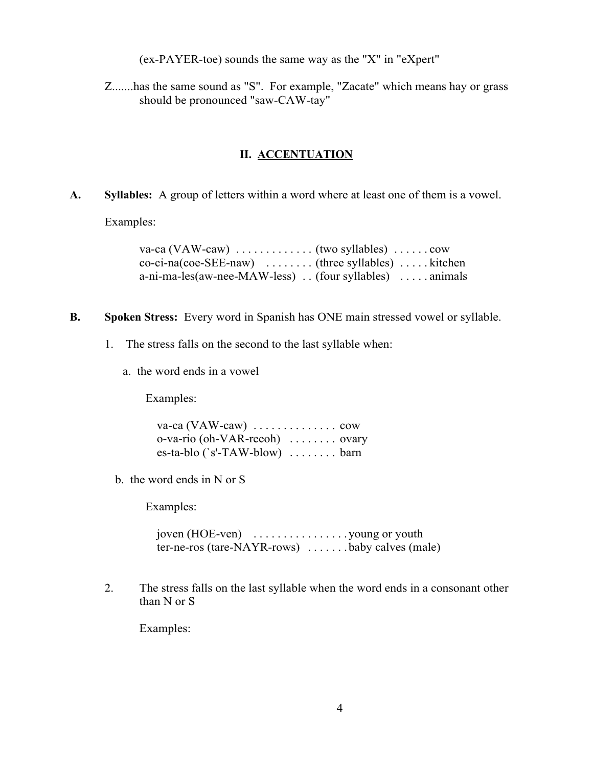(ex-PAYER-toe) sounds the same way as the "X" in "eXpert"

Z.......has the same sound as "S". For example, "Zacate" which means hay or grass should be pronounced "saw-CAW-tay"

## II. ACCENTUATION

**A.** **Syllables:** A group of letters within a word where at least one of them is a vowel.

Examples:

va-ca (VAW-caw) . . . . . . . . . . . . . (two syllables) . . . . . . cow
co-ci-na(coe-SEE-naw) . . . . . . . . (three syllables) . . . . . kitchen
a-ni-ma-les(aw-nee-MAW-less) . . (four syllables) . . . . . animals

**B.** **Spoken Stress:** Every word in Spanish has ONE main stressed vowel or syllable.

1. The stress falls on the second to the last syllable when:

   a. the word ends in a vowel

   Examples:

   va-ca (VAW-caw) . . . . . . . . . . . . . . cow
   o-va-rio (oh-VAR-reeoh) . . . . . . . . ovary
   es-ta-blo (`s'-TAW-blow) . . . . . . . . barn

   b. the word ends in N or S

   Examples:

   joven (HOE-ven) . . . . . . . . . . . . . . . . young or youth
   ter-ne-ros (tare-NAYR-rows) . . . . . . . baby calves (male)

2. The stress falls on the last syllable when the word ends in a consonant other than N or S

   Examples: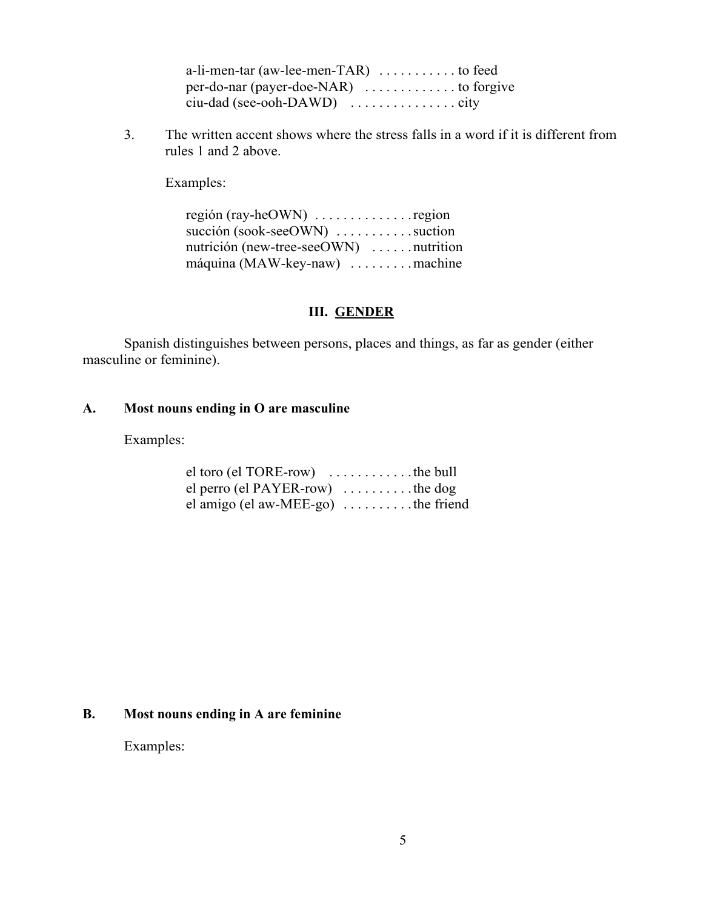a-li-men-tar (aw-lee-men-TAR) . . . . . . . . . . . to feed
per-do-nar (payer-doe-NAR) . . . . . . . . . . . . . to forgive
ciu-dad (see-ooh-DAWD) . . . . . . . . . . . . . . . city

3. The written accent shows where the stress falls in a word if it is different from rules 1 and 2 above.

   Examples:

   región (ray-heOWN) . . . . . . . . . . . . . . region
   succión (sook-seeOWN) . . . . . . . . . . . suction
   nutrición (new-tree-seeOWN) . . . . . . nutrition
   máquina (MAW-key-naw) . . . . . . . . . machine

## III. GENDER

Spanish distinguishes between persons, places and things, as far as gender (either masculine or feminine).

### A. Most nouns ending in O are masculine

Examples:

el toro (el TORE-row) . . . . . . . . . . . . the bull
el perro (el PAYER-row) . . . . . . . . . . the dog
el amigo (el aw-MEE-go) . . . . . . . . . . the friend

### B. Most nouns ending in A are feminine

Examples: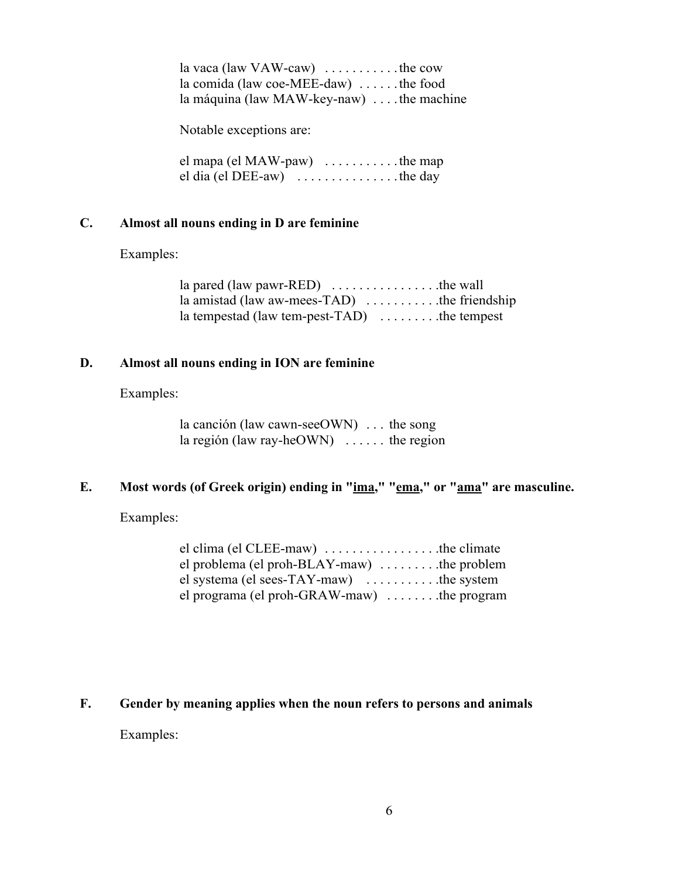la vaca (law VAW-caw) . . . . . . . . . . . the cow
la comida (law coe-MEE-daw) . . . . . . the food
la máquina (law MAW-key-naw) . . . . the machine

Notable exceptions are:

el mapa (el MAW-paw) . . . . . . . . . . . the map
el dia (el DEE-aw) . . . . . . . . . . . . . . . the day

### C. Almost all nouns ending in D are feminine

Examples:

la pared (law pawr-RED) . . . . . . . . . . . . . . . .the wall
la amistad (law aw-mees-TAD) . . . . . . . . . . .the friendship
la tempestad (law tem-pest-TAD) . . . . . . . . .the tempest

### D. Almost all nouns ending in ION are feminine

Examples:

la canción (law cawn-seeOWN) . . . the song
la región (law ray-heOWN) . . . . . . the region

### E. Most words (of Greek origin) ending in "<u>ima</u>," "<u>ema</u>," or "<u>ama</u>" are masculine.

Examples:

el clima (el CLEE-maw) . . . . . . . . . . . . . . . . .the climate
el problema (el proh-BLAY-maw) . . . . . . . . .the problem
el systema (el sees-TAY-maw) . . . . . . . . . . .the system
el programa (el proh-GRAW-maw) . . . . . . . .the program

### F. Gender by meaning applies when the noun refers to persons and animals

Examples: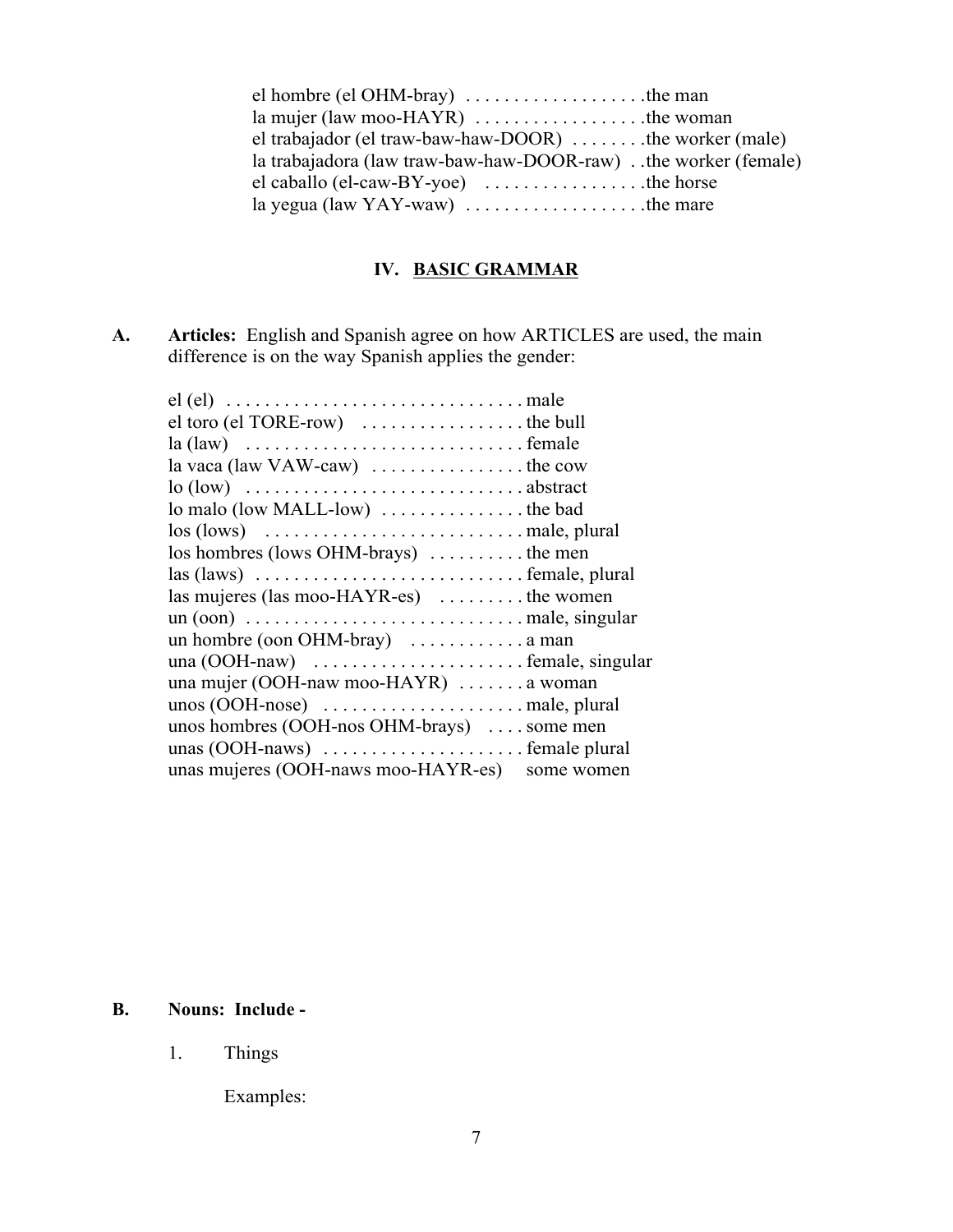el hombre (el OHM-bray) . . . . . . . . . . . . . . . . . . .the man
la mujer (law moo-HAYR) . . . . . . . . . . . . . . . . . .the woman
el trabajador (el traw-baw-haw-DOOR) . . . . . . . .the worker (male)
la trabajadora (law traw-baw-haw-DOOR-raw) . .the worker (female)
el caballo (el-caw-BY-yoe) . . . . . . . . . . . . . . . . .the horse
la yegua (law YAY-waw) . . . . . . . . . . . . . . . . . . .the mare

## IV. BASIC GRAMMAR

**A. Articles:** English and Spanish agree on how ARTICLES are used, the main difference is on the way Spanish applies the gender:

el (el) . . . . . . . . . . . . . . . . . . . . . . . . . . . . . . . male
el toro (el TORE-row) . . . . . . . . . . . . . . . . . the bull
la (law) . . . . . . . . . . . . . . . . . . . . . . . . . . . . . female
la vaca (law VAW-caw) . . . . . . . . . . . . . . . . the cow
lo (low) . . . . . . . . . . . . . . . . . . . . . . . . . . . . . abstract
lo malo (low MALL-low) . . . . . . . . . . . . . . . the bad
los (lows) . . . . . . . . . . . . . . . . . . . . . . . . . . . male, plural
los hombres (lows OHM-brays) . . . . . . . . . . the men
las (laws) . . . . . . . . . . . . . . . . . . . . . . . . . . . female, plural
las mujeres (las moo-HAYR-es) . . . . . . . . . the women
un (oon) . . . . . . . . . . . . . . . . . . . . . . . . . . . . male, singular
un hombre (oon OHM-bray) . . . . . . . . . . . . a man
una (OOH-naw) . . . . . . . . . . . . . . . . . . . . . . female, singular
una mujer (OOH-naw moo-HAYR) . . . . . . . a woman
unos (OOH-nose) . . . . . . . . . . . . . . . . . . . . . male, plural
unos hombres (OOH-nos OHM-brays) . . . . some men
unas (OOH-naws) . . . . . . . . . . . . . . . . . . . . . female plural
unas mujeres (OOH-naws moo-HAYR-es) some women

**B. Nouns: Include -**

1. Things

Examples: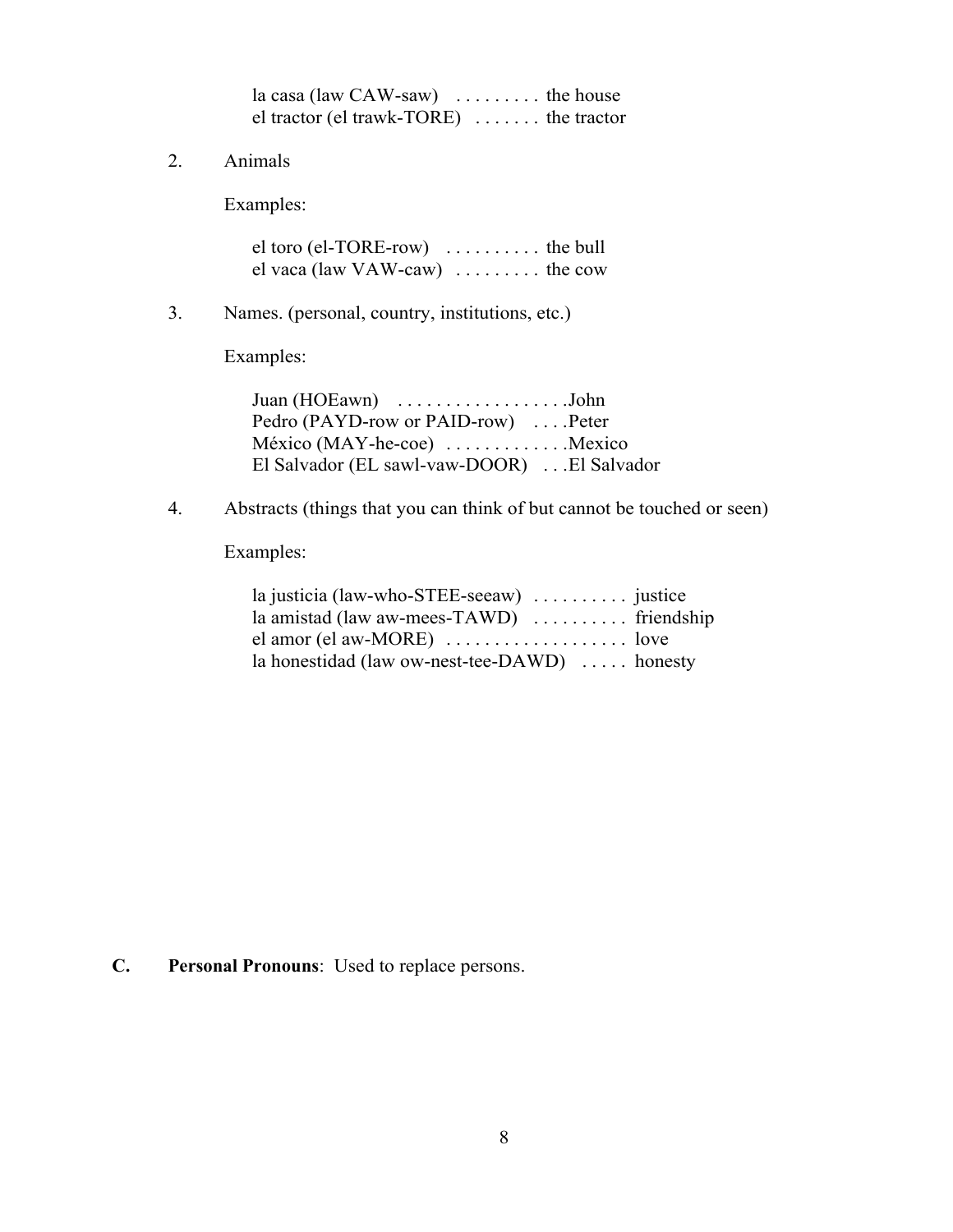la casa (law CAW-saw) . . . . . . . . . the house
el tractor (el trawk-TORE) . . . . . . . the tractor

2. Animals

   Examples:

   el toro (el-TORE-row) . . . . . . . . . . the bull
   el vaca (law VAW-caw) . . . . . . . . . the cow

3. Names. (personal, country, institutions, etc.)

   Examples:

   Juan (HOEawn) . . . . . . . . . . . . . . . . . .John
   Pedro (PAYD-row or PAID-row) . . . .Peter
   México (MAY-he-coe) . . . . . . . . . . . . .Mexico
   El Salvador (EL sawl-vaw-DOOR) . . .El Salvador

4. Abstracts (things that you can think of but cannot be touched or seen)

   Examples:

   la justicia (law-who-STEE-seeaw) . . . . . . . . . . justice
   la amistad (law aw-mees-TAWD) . . . . . . . . . . friendship
   el amor (el aw-MORE) . . . . . . . . . . . . . . . . . . . love
   la honestidad (law ow-nest-tee-DAWD) . . . . . honesty

**C. Personal Pronouns**: Used to replace persons.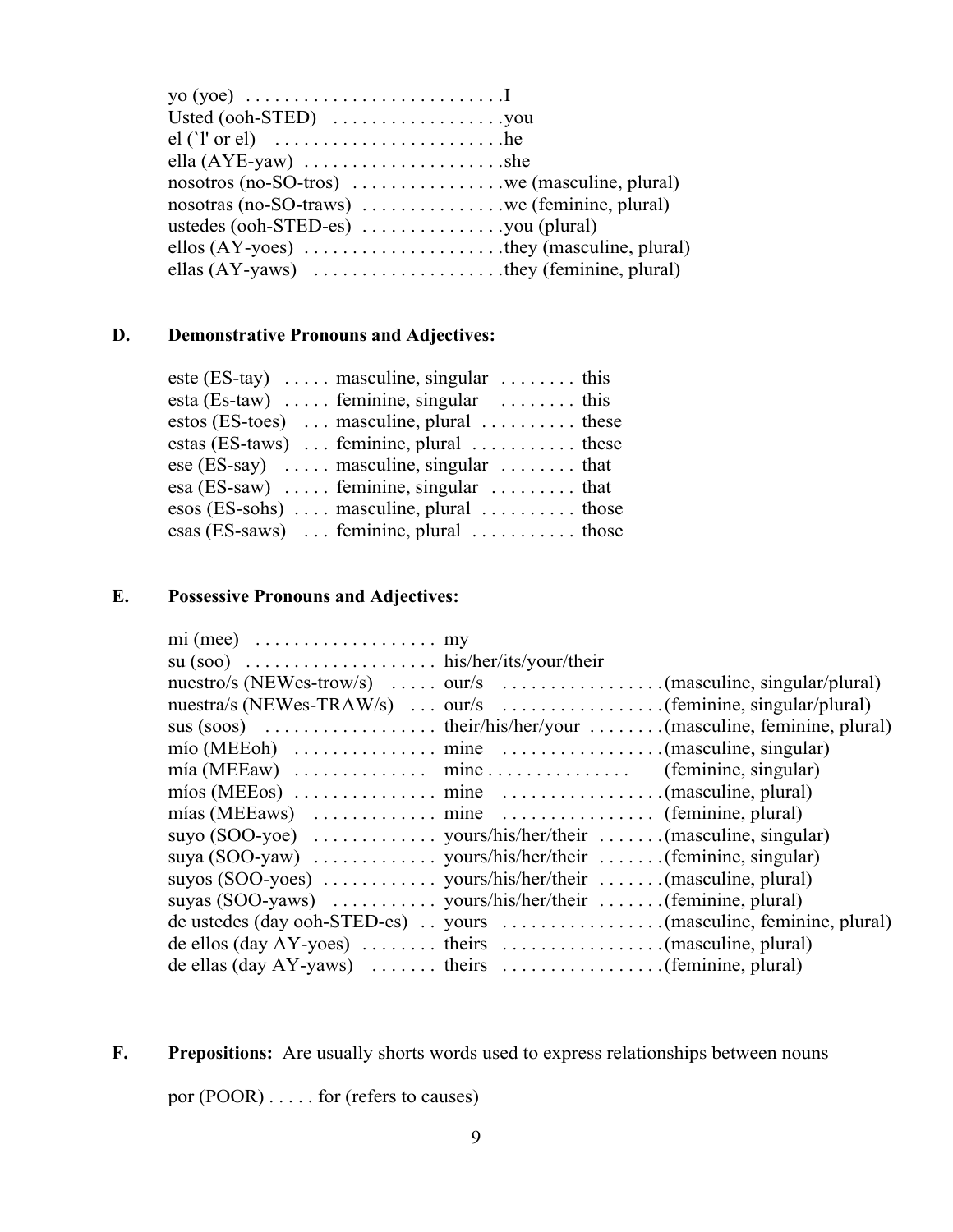yo (yoe) . . . . . . . . . . . . . . . . . . . . . . . . . . .I
Usted (ooh-STED) . . . . . . . . . . . . . . . . . .you
el (`l' or el) . . . . . . . . . . . . . . . . . . . . . . . .he
ella (AYE-yaw) . . . . . . . . . . . . . . . . . . . . .she
nosotros (no-SO-tros) . . . . . . . . . . . . . . . .we (masculine, plural)
nosotras (no-SO-traws) . . . . . . . . . . . . . . .we (feminine, plural)
ustedes (ooh-STED-es) . . . . . . . . . . . . . . .you (plural)
ellos (AY-yoes) . . . . . . . . . . . . . . . . . . . . .they (masculine, plural)
ellas (AY-yaws) . . . . . . . . . . . . . . . . . . . .they (feminine, plural)

## D. Demonstrative Pronouns and Adjectives:

este (ES-tay) . . . . . masculine, singular . . . . . . . . this
esta (Es-taw) . . . . . feminine, singular . . . . . . . . this
estos (ES-toes) . . . masculine, plural . . . . . . . . . . these
estas (ES-taws) . . . feminine, plural . . . . . . . . . . . these
ese (ES-say) . . . . . masculine, singular . . . . . . . . that
esa (ES-saw) . . . . . feminine, singular . . . . . . . . . that
esos (ES-sohs) . . . . masculine, plural . . . . . . . . . . those
esas (ES-saws) . . . feminine, plural . . . . . . . . . . . those

## E. Possessive Pronouns and Adjectives:

mi (mee) . . . . . . . . . . . . . . . . . . . my
su (soo) . . . . . . . . . . . . . . . . . . . . his/her/its/your/their
nuestro/s (NEWes-trow/s) . . . . . our/s . . . . . . . . . . . . . . . . .(masculine, singular/plural)
nuestra/s (NEWes-TRAW/s) . . . our/s . . . . . . . . . . . . . . . . .(feminine, singular/plural)
sus (soos) . . . . . . . . . . . . . . . . . . their/his/her/your . . . . . . . .(masculine, feminine, plural)
mío (MEEoh) . . . . . . . . . . . . . . . mine . . . . . . . . . . . . . . . . .(masculine, singular)
mía (MEEaw) . . . . . . . . . . . . . . mine . . . . . . . . . . . . . . . (feminine, singular)
míos (MEEos) . . . . . . . . . . . . . . . mine . . . . . . . . . . . . . . . . .(masculine, plural)
mías (MEEaws) . . . . . . . . . . . . . mine . . . . . . . . . . . . . . . . (feminine, plural)
suyo (SOO-yoe) . . . . . . . . . . . . . yours/his/her/their . . . . . . .(masculine, singular)
suya (SOO-yaw) . . . . . . . . . . . . . yours/his/her/their . . . . . . .(feminine, singular)
suyos (SOO-yoes) . . . . . . . . . . . . yours/his/her/their . . . . . . .(masculine, plural)
suyas (SOO-yaws) . . . . . . . . . . . yours/his/her/their . . . . . . .(feminine, plural)
de ustedes (day ooh-STED-es) . . yours . . . . . . . . . . . . . . . . .(masculine, feminine, plural)
de ellos (day AY-yoes) . . . . . . . . theirs . . . . . . . . . . . . . . . . .(masculine, plural)
de ellas (day AY-yaws) . . . . . . . theirs . . . . . . . . . . . . . . . . .(feminine, plural)

## F. Prepositions:

**Prepositions:** Are usually shorts words used to express relationships between nouns

por (POOR) . . . . . for (refers to causes)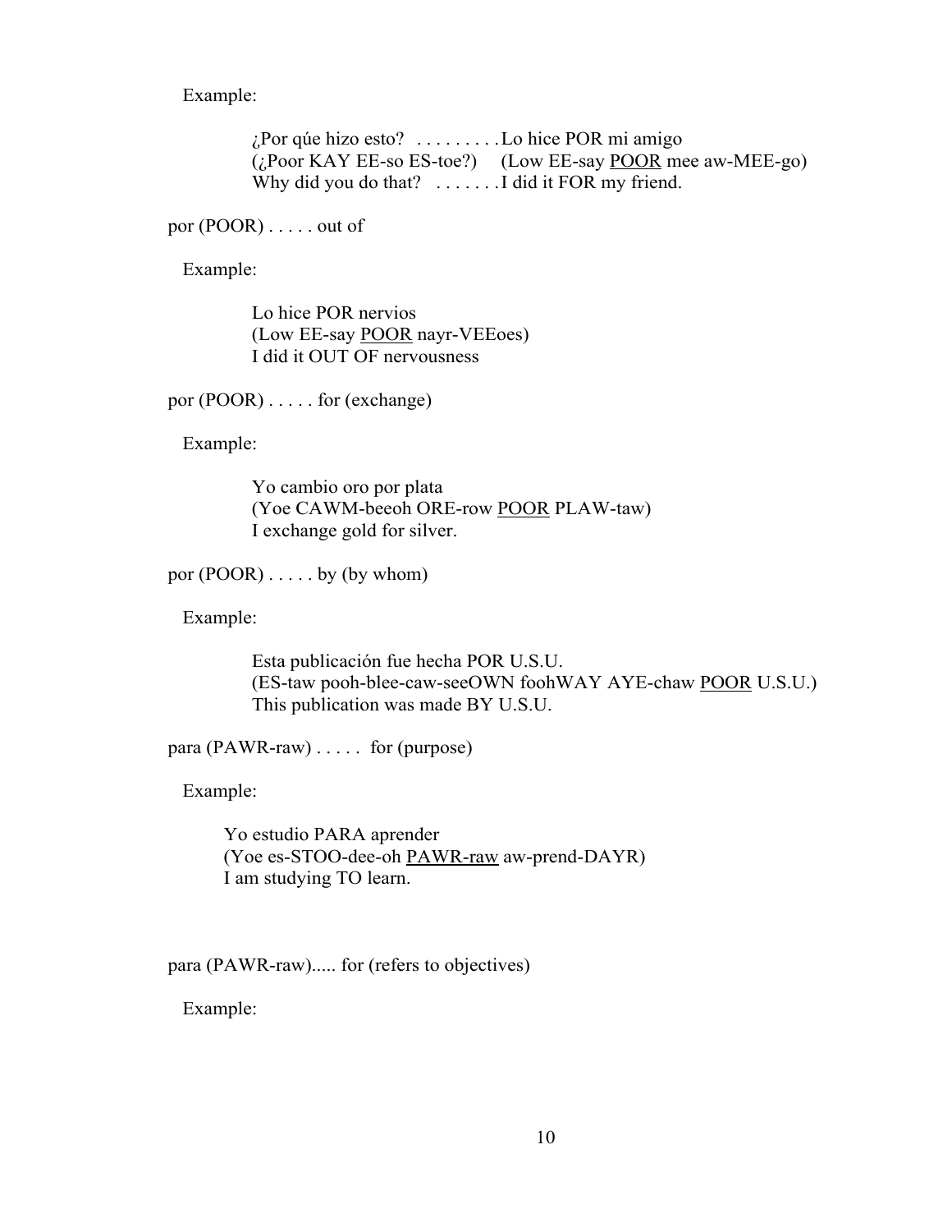Example:

> ¿Por qúe hizo esto? . . . . . . . . . Lo hice POR mi amigo
> (¿Poor KAY EE-so ES-toe?) (Low EE-say <u>POOR</u> mee aw-MEE-go)
> Why did you do that? . . . . . . . I did it FOR my friend.

por (POOR) . . . . . out of

Example:

> Lo hice POR nervios
> (Low EE-say <u>POOR</u> nayr-VEEoes)
> I did it OUT OF nervousness

por (POOR) . . . . . for (exchange)

Example:

> Yo cambio oro por plata
> (Yoe CAWM-beeoh ORE-row <u>POOR</u> PLAW-taw)
> I exchange gold for silver.

por (POOR) . . . . . by (by whom)

Example:

> Esta publicación fue hecha POR U.S.U.
> (ES-taw pooh-blee-caw-seeOWN foohWAY AYE-chaw <u>POOR</u> U.S.U.)
> This publication was made BY U.S.U.

para (PAWR-raw) . . . . . for (purpose)

Example:

> Yo estudio PARA aprender
> (Yoe es-STOO-dee-oh <u>PAWR-raw</u> aw-prend-DAYR)
> I am studying TO learn.

para (PAWR-raw)..... for (refers to objectives)

Example: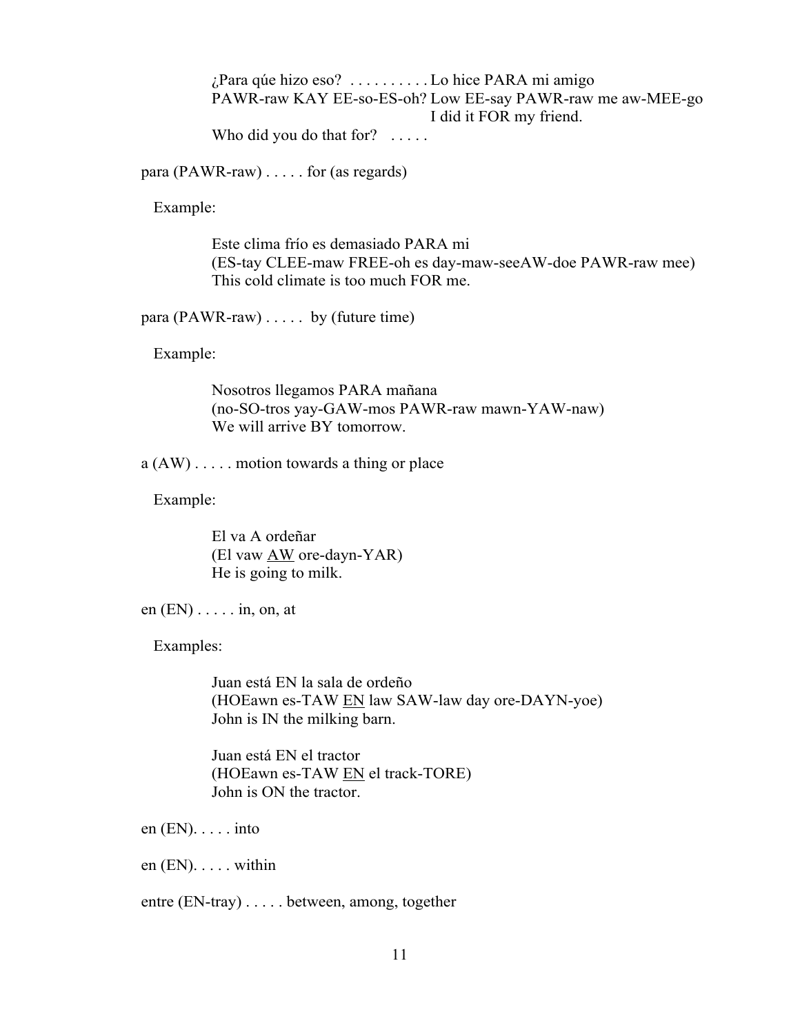¿Para qúe hizo eso? . . . . . . . . . . Lo hice PARA mi amigo
PAWR-raw KAY EE-so-ES-oh? Low EE-say PAWR-raw me aw-MEE-go
I did it FOR my friend.
Who did you do that for? . . . . .

para (PAWR-raw) . . . . . for (as regards)

Example:

> Este clima frío es demasiado PARA mi
> (ES-tay CLEE-maw FREE-oh es day-maw-seeAW-doe PAWR-raw mee)
> This cold climate is too much FOR me.

para (PAWR-raw) . . . . . by (future time)

Example:

> Nosotros llegamos PARA mañana
> (no-SO-tros yay-GAW-mos PAWR-raw mawn-YAW-naw)
> We will arrive BY tomorrow.

a (AW) . . . . . motion towards a thing or place

Example:

> El va A ordeñar
> (El vaw <u>AW</u> ore-dayn-YAR)
> He is going to milk.

en (EN) . . . . . in, on, at

Examples:

> Juan está EN la sala de ordeño
> (HOEawn es-TAW <u>EN</u> law SAW-law day ore-DAYN-yoe)
> John is IN the milking barn.
>
> Juan está EN el tractor
> (HOEawn es-TAW <u>EN</u> el track-TORE)
> John is ON the tractor.

en (EN). . . . . into

en (EN). . . . . within

entre (EN-tray) . . . . . between, among, together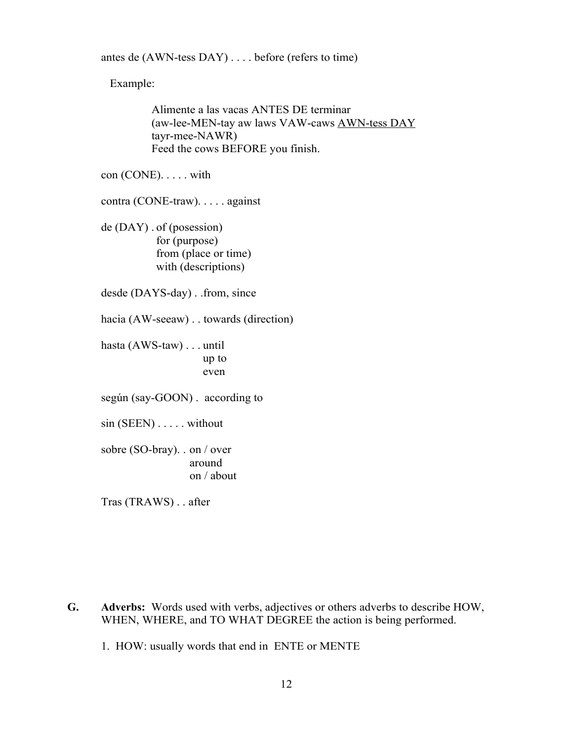antes de (AWN-tess DAY) . . . . before (refers to time)

Example:

> Alimente a las vacas ANTES DE terminar
> (aw-lee-MEN-tay aw laws VAW-caws <u>AWN-tess DAY</u> tayr-mee-NAWR)
> Feed the cows BEFORE you finish.

con (CONE). . . . . with

contra (CONE-traw). . . . . against

de (DAY) . of (posession)
for (purpose)
from (place or time)
with (descriptions)

desde (DAYS-day) . .from, since

hacia (AW-seeaw) . . towards (direction)

hasta (AWS-taw) . . . until
up to
even

según (say-GOON) .  according to

sin (SEEN) . . . . . without

sobre (SO-bray). . on / over
around
on / about

Tras (TRAWS) . . after

**G. Adverbs:** Words used with verbs, adjectives or others adverbs to describe HOW, WHEN, WHERE, and TO WHAT DEGREE the action is being performed.

1. HOW: usually words that end in ENTE or MENTE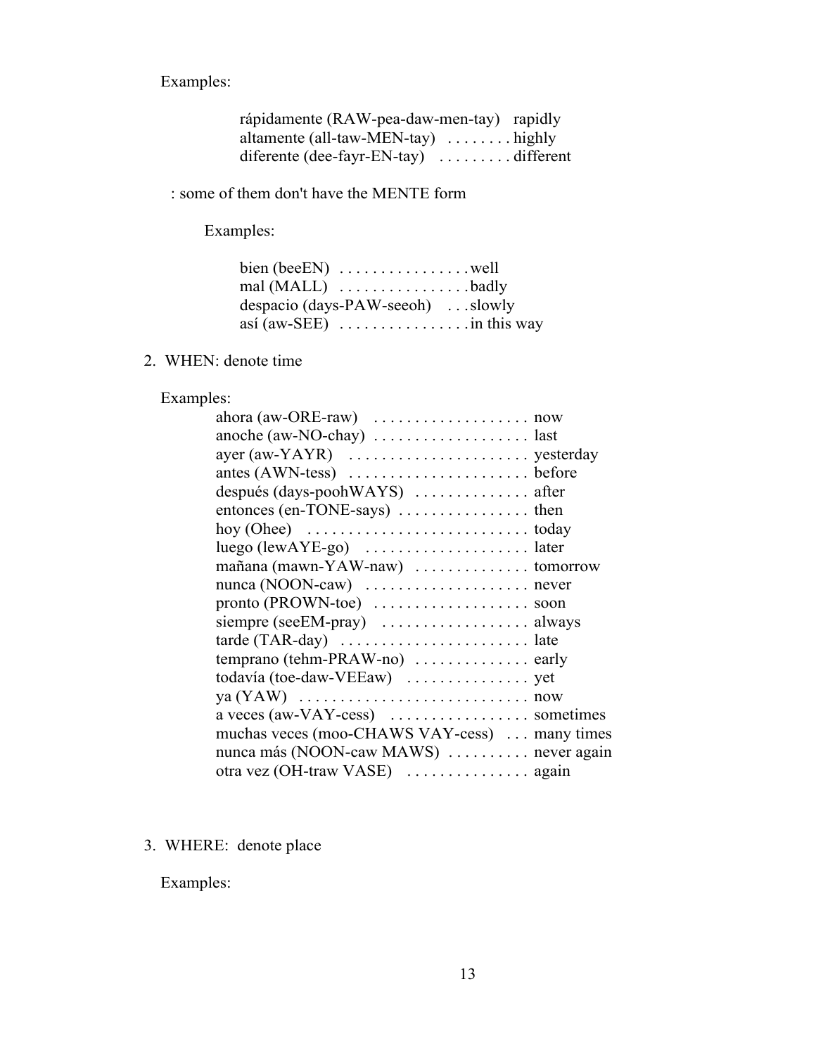Examples:

rápidamente (RAW-pea-daw-men-tay) rapidly
altamente (all-taw-MEN-tay) ........ highly
diferente (dee-fayr-EN-tay) ......... different

: some of them don't have the MENTE form

Examples:

bien (beeEN) ................ well
mal (MALL) ................ badly
despacio (days-PAW-seeoh) ... slowly
así (aw-SEE) ................ in this way

2. WHEN: denote time

Examples:

ahora (aw-ORE-raw) ................... now
anoche (aw-NO-chay) ................... last
ayer (aw-YAYR) ...................... yesterday
antes (AWN-tess) ...................... before
después (days-poohWAYS) .............. after
entonces (en-TONE-says) ................ then
hoy (Ohee) ........................... today
luego (lewAYE-go) .................... later
mañana (mawn-YAW-naw) .............. tomorrow
nunca (NOON-caw) .................... never
pronto (PROWN-toe) ................... soon
siempre (seeEM-pray) .................. always
tarde (TAR-day) ....................... late
temprano (tehm-PRAW-no) .............. early
todavía (toe-daw-VEEaw) ............... yet
ya (YAW) ............................ now
a veces (aw-VAY-cess) ................. sometimes
muchas veces (moo-CHAWS VAY-cess) ... many times
nunca más (NOON-caw MAWS) .......... never again
otra vez (OH-traw VASE) ............... again

3. WHERE: denote place

Examples: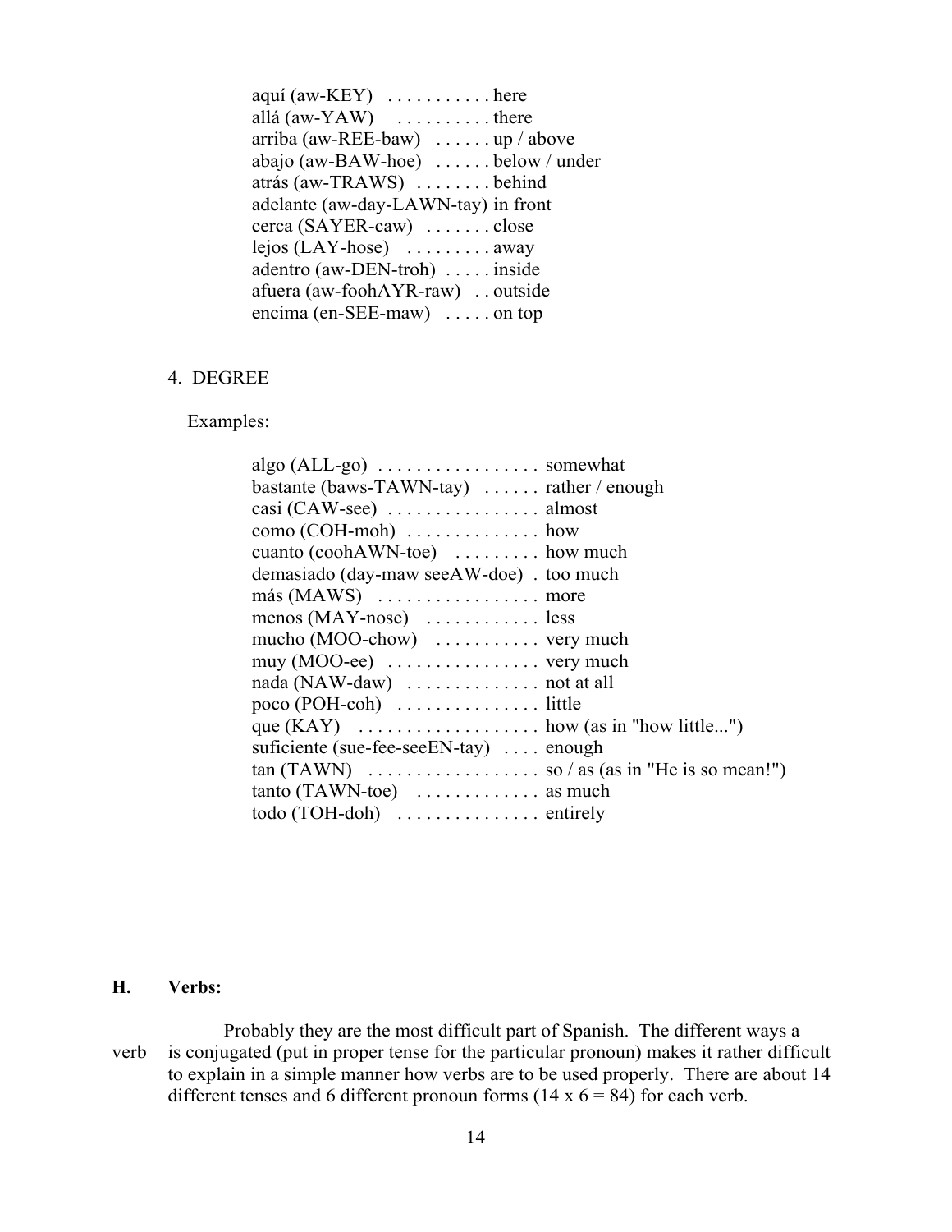aquí (aw-KEY) . . . . . . . . . . . here
allá (aw-YAW) . . . . . . . . . . there
arriba (aw-REE-baw) . . . . . . up / above
abajo (aw-BAW-hoe) . . . . . . below / under
atrás (aw-TRAWS) . . . . . . . . behind
adelante (aw-day-LAWN-tay) in front
cerca (SAYER-caw) . . . . . . . close
lejos (LAY-hose) . . . . . . . . . away
adentro (aw-DEN-troh) . . . . . inside
afuera (aw-foohAYR-raw) . . outside
encima (en-SEE-maw) . . . . . on top

4. DEGREE

Examples:

algo (ALL-go) . . . . . . . . . . . . . . . . . somewhat
bastante (baws-TAWN-tay) . . . . . . rather / enough
casi (CAW-see) . . . . . . . . . . . . . . . . almost
como (COH-moh) . . . . . . . . . . . . . . how
cuanto (coohAWN-toe) . . . . . . . . . how much
demasiado (day-maw seeAW-doe) . too much
más (MAWS) . . . . . . . . . . . . . . . . . more
menos (MAY-nose) . . . . . . . . . . . . less
mucho (MOO-chow) . . . . . . . . . . . very much
muy (MOO-ee) . . . . . . . . . . . . . . . . very much
nada (NAW-daw) . . . . . . . . . . . . . . not at all
poco (POH-coh) . . . . . . . . . . . . . . . little
que (KAY) . . . . . . . . . . . . . . . . . . . how (as in "how little...")
suficiente (sue-fee-seeEN-tay) . . . . enough
tan (TAWN) . . . . . . . . . . . . . . . . . . so / as (as in "He is so mean!")
tanto (TAWN-toe) . . . . . . . . . . . . . as much
todo (TOH-doh) . . . . . . . . . . . . . . . entirely

## H. Verbs:

Probably they are the most difficult part of Spanish. The different ways a verb is conjugated (put in proper tense for the particular pronoun) makes it rather difficult to explain in a simple manner how verbs are to be used properly. There are about 14 different tenses and 6 different pronoun forms (14 x 6 = 84) for each verb.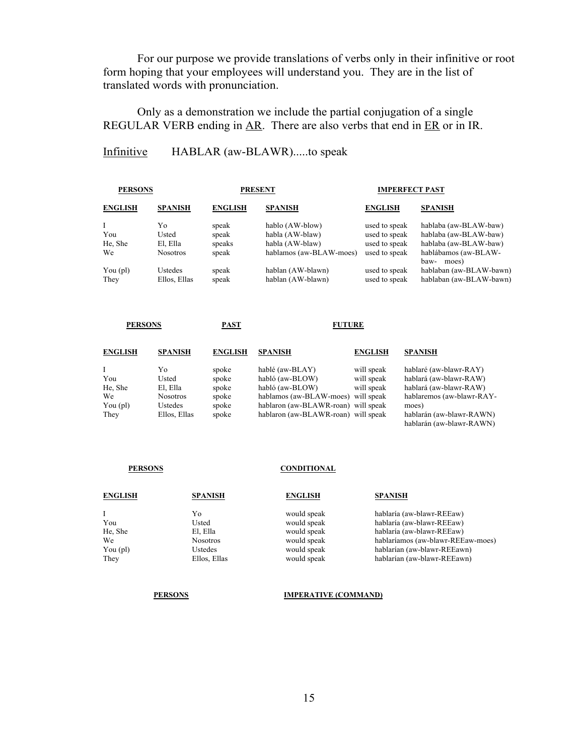For our purpose we provide translations of verbs only in their infinitive or root form hoping that your employees will understand you. They are in the list of translated words with pronunciation.

Only as a demonstration we include the partial conjugation of a single REGULAR VERB ending in AR. There are also verbs that end in ER or in IR.

Infinitive HABLAR (aw-BLAWR).....to speak

| **PERSONS** | | **PRESENT** | | **IMPERFECT PAST** | |
|---|---|---|---|---|---|
| **ENGLISH** | **SPANISH** | **ENGLISH** | **SPANISH** | **ENGLISH** | **SPANISH** |
| I | Yo | speak | hablo (AW-blow) | used to speak | hablaba (aw-BLAW-baw) |
| You | Usted | speak | habla (AW-blaw) | used to speak | hablaba (aw-BLAW-baw) |
| He, She | El, Ella | speaks | habla (AW-blaw) | used to speak | hablaba (aw-BLAW-baw) |
| We | Nosotros | speak | hablamos (aw-BLAW-moes) | used to speak | hablábamos (aw-BLAW-baw- moes) |
| You (pl) | Ustedes | speak | hablan (AW-blawn) | used to speak | hablaban (aw-BLAW-bawn) |
| They | Ellos, Ellas | speak | hablan (AW-blawn) | used to speak | hablaban (aw-BLAW-bawn) |

| **PERSONS** | | **PAST** | | **FUTURE** | |
|---|---|---|---|---|---|
| **ENGLISH** | **SPANISH** | **ENGLISH** | **SPANISH** | **ENGLISH** | **SPANISH** |
| I | Yo | spoke | hablé (aw-BLAY) | will speak | hablaré (aw-blawr-RAY) |
| You | Usted | spoke | habló (aw-BLOW) | will speak | hablará (aw-blawr-RAW) |
| He, She | El, Ella | spoke | habló (aw-BLOW) | will speak | hablará (aw-blawr-RAW) |
| We | Nosotros | spoke | hablamos (aw-BLAW-moes) | will speak | hablaremos (aw-blawr-RAY-moes) |
| You (pl) | Ustedes | spoke | hablaron (aw-BLAWR-roan) | will speak | hablarán (aw-blawr-RAWN) |
| They | Ellos, Ellas | spoke | hablaron (aw-BLAWR-roan) | will speak | hablarán (aw-blawr-RAWN) |

| **PERSONS** | | **CONDITIONAL** | |
|---|---|---|---|
| **ENGLISH** | **SPANISH** | **ENGLISH** | **SPANISH** |
| I | Yo | would speak | hablaría (aw-blawr-REEaw) |
| You | Usted | would speak | hablaría (aw-blawr-REEaw) |
| He, She | El, Ella | would speak | hablaría (aw-blawr-REEaw) |
| We | Nosotros | would speak | hablaríamos (aw-blawr-REEaw-moes) |
| You (pl) | Ustedes | would speak | hablarían (aw-blawr-REEawn) |
| They | Ellos, Ellas | would speak | hablarían (aw-blawr-REEawn) |

| **PERSONS** | **IMPERATIVE (COMMAND)** |
|---|---|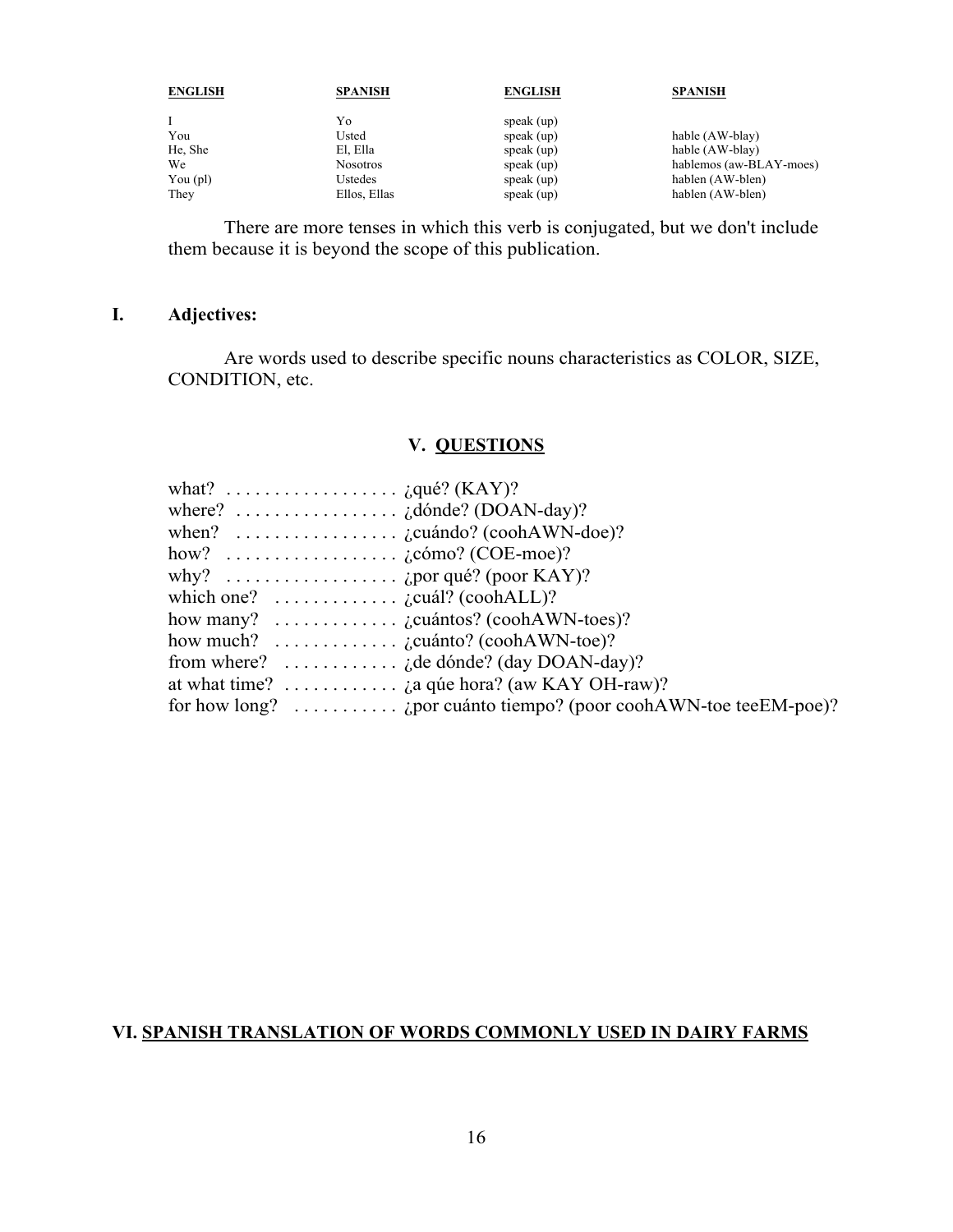| ENGLISH | SPANISH | ENGLISH | SPANISH |
|---|---|---|---|
| I | Yo | speak (up) | |
| You | Usted | speak (up) | hable (AW-blay) |
| He, She | El, Ella | speak (up) | hable (AW-blay) |
| We | Nosotros | speak (up) | hablemos (aw-BLAY-moes) |
| You (pl) | Ustedes | speak (up) | hablen (AW-blen) |
| They | Ellos, Ellas | speak (up) | hablen (AW-blen) |

There are more tenses in which this verb is conjugated, but we don't include them because it is beyond the scope of this publication.

## I. Adjectives:

Are words used to describe specific nouns characteristics as COLOR, SIZE, CONDITION, etc.

## V. QUESTIONS

what? .................. ¿qué? (KAY)?
where? ................. ¿dónde? (DOAN-day)?
when? ................. ¿cuándo? (coohAWN-doe)?
how? .................. ¿cómo? (COE-moe)?
why? .................. ¿por qué? (poor KAY)?
which one? ............. ¿cuál? (coohALL)?
how many? ............. ¿cuántos? (coohAWN-toes)?
how much? ............. ¿cuánto? (coohAWN-toe)?
from where? ............ ¿de dónde? (day DOAN-day)?
at what time? ............ ¿a qúe hora? (aw KAY OH-raw)?
for how long? ........... ¿por cuánto tiempo? (poor coohAWN-toe teeEM-poe)?

## VI. SPANISH TRANSLATION OF WORDS COMMONLY USED IN DAIRY FARMS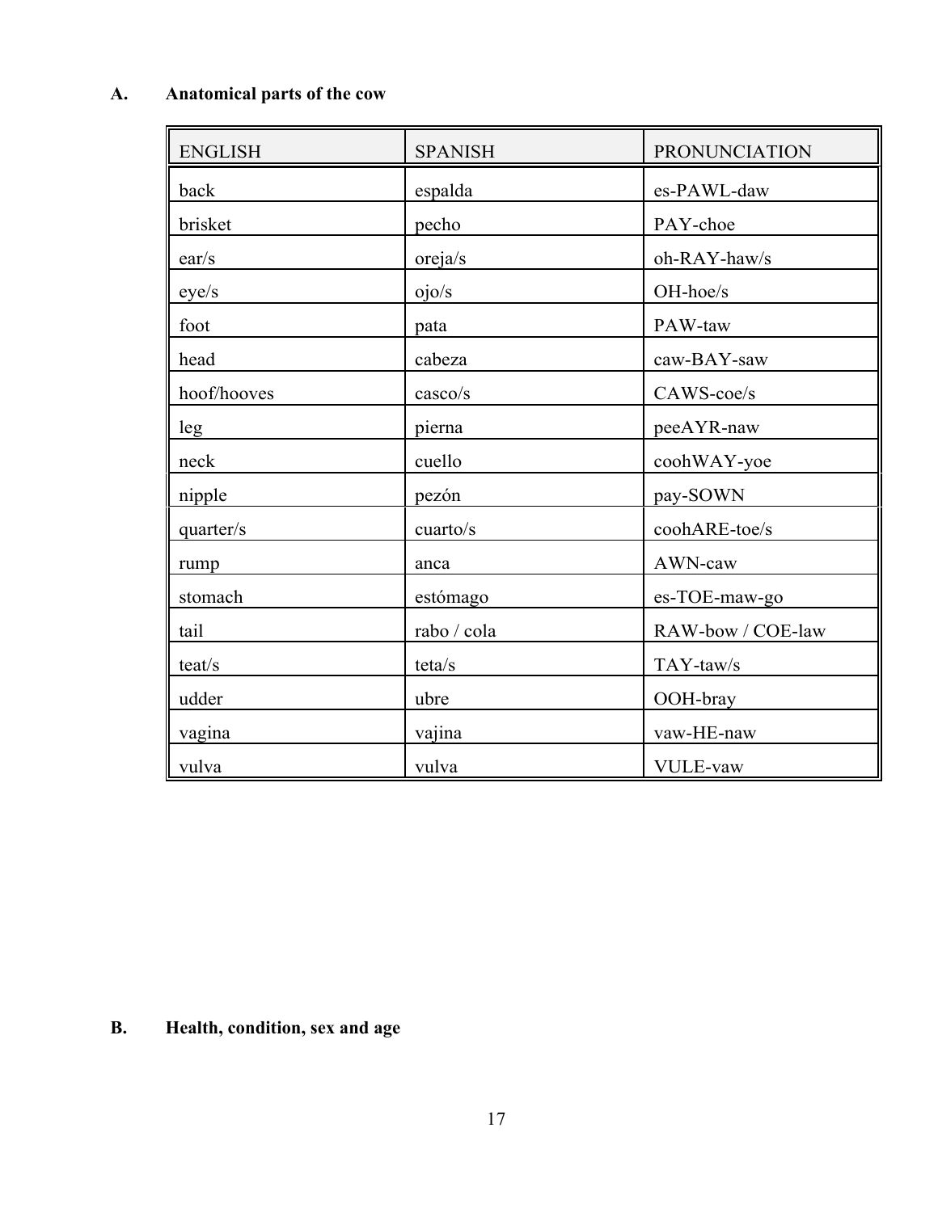## A. Anatomical parts of the cow

| ENGLISH | SPANISH | PRONUNCIATION |
| --- | --- | --- |
| back | espalda | es-PAWL-daw |
| brisket | pecho | PAY-choe |
| ear/s | oreja/s | oh-RAY-haw/s |
| eye/s | ojo/s | OH-hoe/s |
| foot | pata | PAW-taw |
| head | cabeza | caw-BAY-saw |
| hoof/hooves | casco/s | CAWS-coe/s |
| leg | pierna | peeAYR-naw |
| neck | cuello | coohWAY-yoe |
| nipple | pezón | pay-SOWN |
| quarter/s | cuarto/s | coohARE-toe/s |
| rump | anca | AWN-caw |
| stomach | estómago | es-TOE-maw-go |
| tail | rabo / cola | RAW-bow / COE-law |
| teat/s | teta/s | TAY-taw/s |
| udder | ubre | OOH-bray |
| vagina | vajina | vaw-HE-naw |
| vulva | vulva | VULE-vaw |

## B. Health, condition, sex and age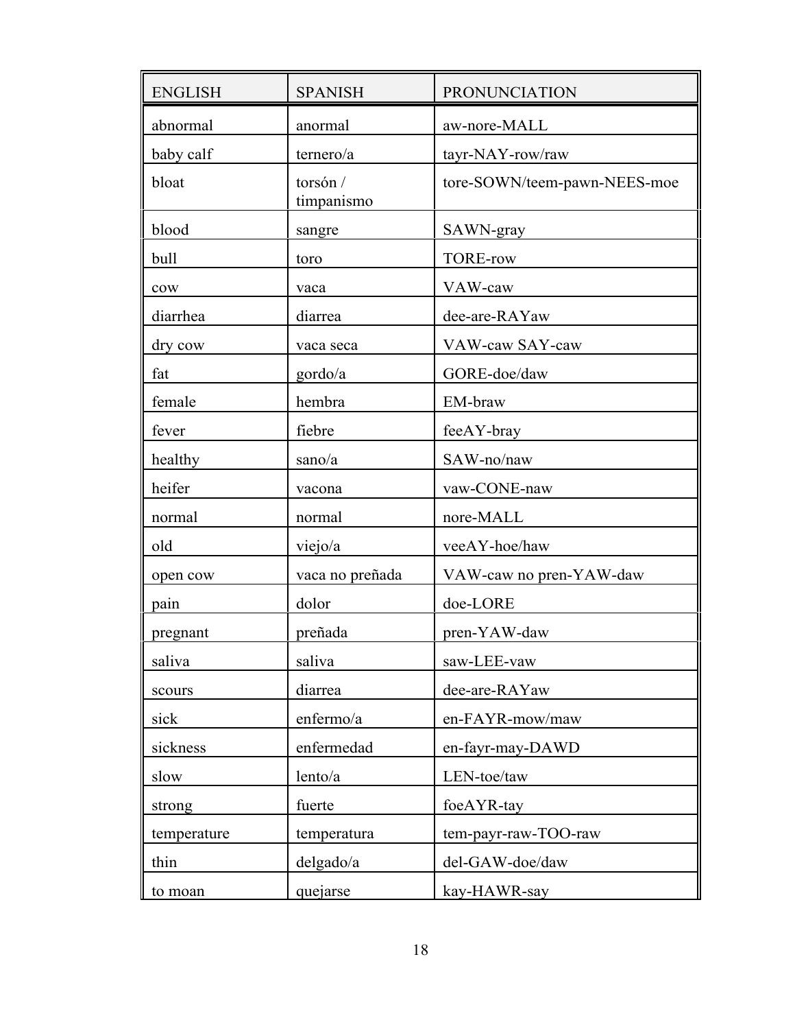| ENGLISH | SPANISH | PRONUNCIATION |
| --- | --- | --- |
| abnormal | anormal | aw-nore-MALL |
| baby calf | ternero/a | tayr-NAY-row/raw |
| bloat | torsón / timpanismo | tore-SOWN/teem-pawn-NEES-moe |
| blood | sangre | SAWN-gray |
| bull | toro | TORE-row |
| cow | vaca | VAW-caw |
| diarrhea | diarrea | dee-are-RAYaw |
| dry cow | vaca seca | VAW-caw SAY-caw |
| fat | gordo/a | GORE-doe/daw |
| female | hembra | EM-braw |
| fever | fiebre | feeAY-bray |
| healthy | sano/a | SAW-no/naw |
| heifer | vacona | vaw-CONE-naw |
| normal | normal | nore-MALL |
| old | viejo/a | veeAY-hoe/haw |
| open cow | vaca no preñada | VAW-caw no pren-YAW-daw |
| pain | dolor | doe-LORE |
| pregnant | preñada | pren-YAW-daw |
| saliva | saliva | saw-LEE-vaw |
| scours | diarrea | dee-are-RAYaw |
| sick | enfermo/a | en-FAYR-mow/maw |
| sickness | enfermedad | en-fayr-may-DAWD |
| slow | lento/a | LEN-toe/taw |
| strong | fuerte | foeAYR-tay |
| temperature | temperatura | tem-payr-raw-TOO-raw |
| thin | delgado/a | del-GAW-doe/daw |
| to moan | quejarse | kay-HAWR-say |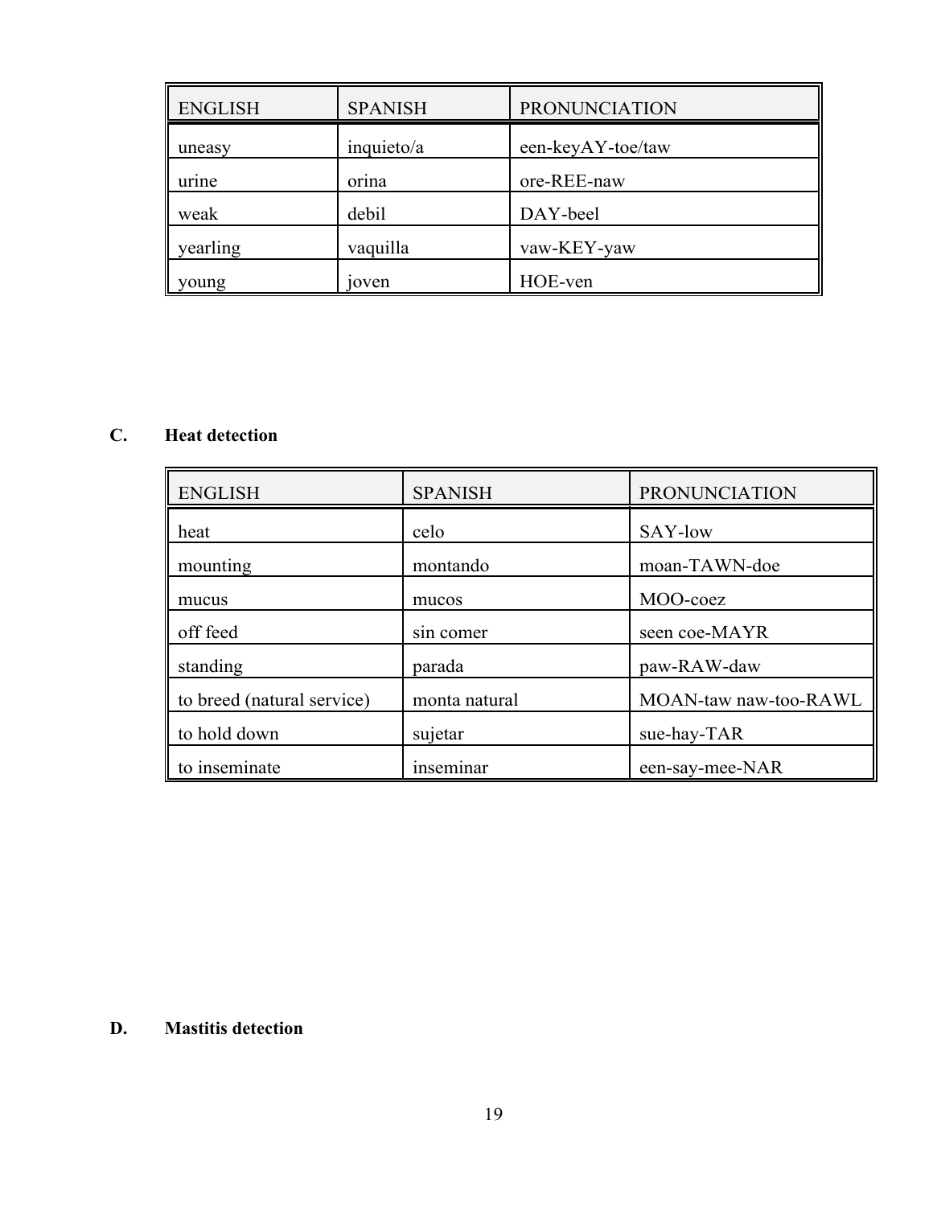| ENGLISH | SPANISH | PRONUNCIATION |
| --- | --- | --- |
| uneasy | inquieto/a | een-keyAY-toe/taw |
| urine | orina | ore-REE-naw |
| weak | debil | DAY-beel |
| yearling | vaquilla | vaw-KEY-yaw |
| young | joven | HOE-ven |

## C. Heat detection

| ENGLISH | SPANISH | PRONUNCIATION |
| --- | --- | --- |
| heat | celo | SAY-low |
| mounting | montando | moan-TAWN-doe |
| mucus | mucos | MOO-coez |
| off feed | sin comer | seen coe-MAYR |
| standing | parada | paw-RAW-daw |
| to breed (natural service) | monta natural | MOAN-taw naw-too-RAWL |
| to hold down | sujetar | sue-hay-TAR |
| to inseminate | inseminar | een-say-mee-NAR |

## D. Mastitis detection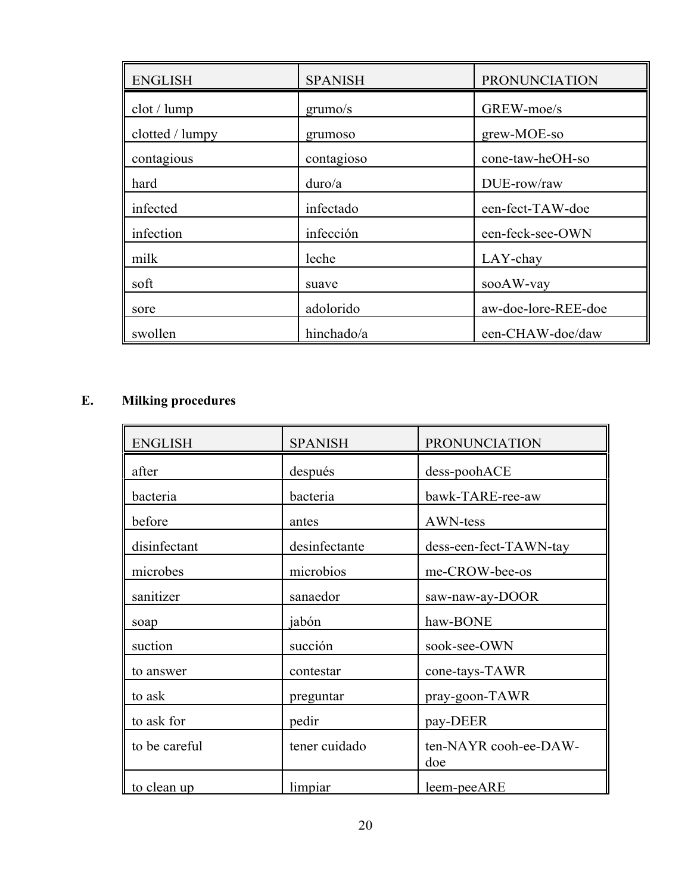| ENGLISH | SPANISH | PRONUNCIATION |
|---|---|---|
| clot / lump | grumo/s | GREW-moe/s |
| clotted / lumpy | grumoso | grew-MOE-so |
| contagious | contagioso | cone-taw-heOH-so |
| hard | duro/a | DUE-row/raw |
| infected | infectado | een-fect-TAW-doe |
| infection | infección | een-feck-see-OWN |
| milk | leche | LAY-chay |
| soft | suave | sooAW-vay |
| sore | adolorido | aw-doe-lore-REE-doe |
| swollen | hinchado/a | een-CHAW-doe/daw |

## E. Milking procedures

| ENGLISH | SPANISH | PRONUNCIATION |
|---|---|---|
| after | después | dess-poohACE |
| bacteria | bacteria | bawk-TARE-ree-aw |
| before | antes | AWN-tess |
| disinfectant | desinfectante | dess-een-fect-TAWN-tay |
| microbes | microbios | me-CROW-bee-os |
| sanitizer | sanaedor | saw-naw-ay-DOOR |
| soap | jabón | haw-BONE |
| suction | succión | sook-see-OWN |
| to answer | contestar | cone-tays-TAWR |
| to ask | preguntar | pray-goon-TAWR |
| to ask for | pedir | pay-DEER |
| to be careful | tener cuidado | ten-NAYR cooh-ee-DAW-doe |
| to clean up | limpiar | leem-peeARE |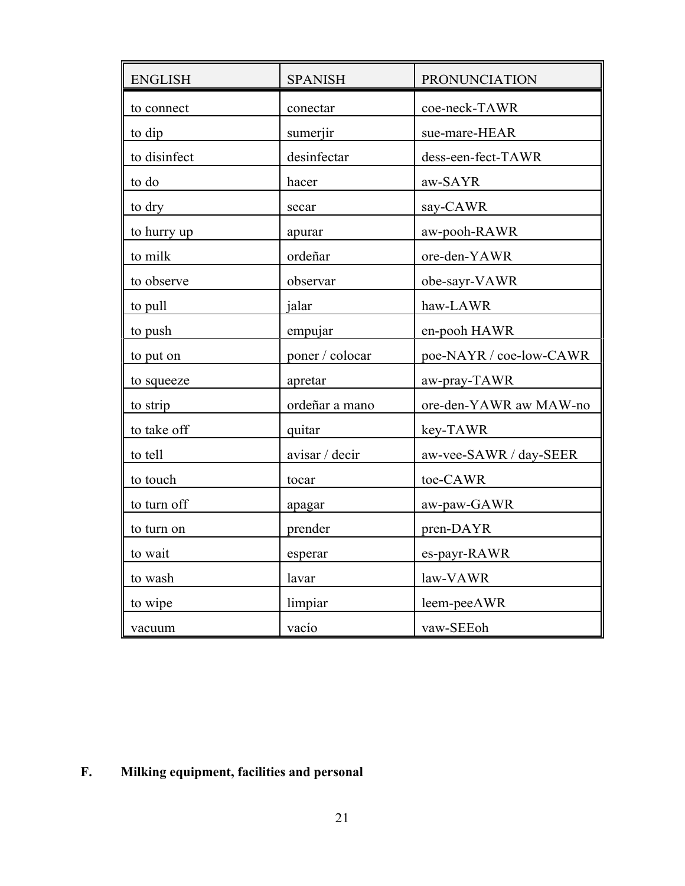| ENGLISH | SPANISH | PRONUNCIATION |
| --- | --- | --- |
| to connect | conectar | coe-neck-TAWR |
| to dip | sumerjir | sue-mare-HEAR |
| to disinfect | desinfectar | dess-een-fect-TAWR |
| to do | hacer | aw-SAYR |
| to dry | secar | say-CAWR |
| to hurry up | apurar | aw-pooh-RAWR |
| to milk | ordeñar | ore-den-YAWR |
| to observe | observar | obe-sayr-VAWR |
| to pull | jalar | haw-LAWR |
| to push | empujar | en-pooh HAWR |
| to put on | poner / colocar | poe-NAYR / coe-low-CAWR |
| to squeeze | apretar | aw-pray-TAWR |
| to strip | ordeñar a mano | ore-den-YAWR aw MAW-no |
| to take off | quitar | key-TAWR |
| to tell | avisar / decir | aw-vee-SAWR / day-SEER |
| to touch | tocar | toe-CAWR |
| to turn off | apagar | aw-paw-GAWR |
| to turn on | prender | pren-DAYR |
| to wait | esperar | es-payr-RAWR |
| to wash | lavar | law-VAWR |
| to wipe | limpiar | leem-peeAWR |
| vacuum | vacío | vaw-SEEoh |

## F. Milking equipment, facilities and personal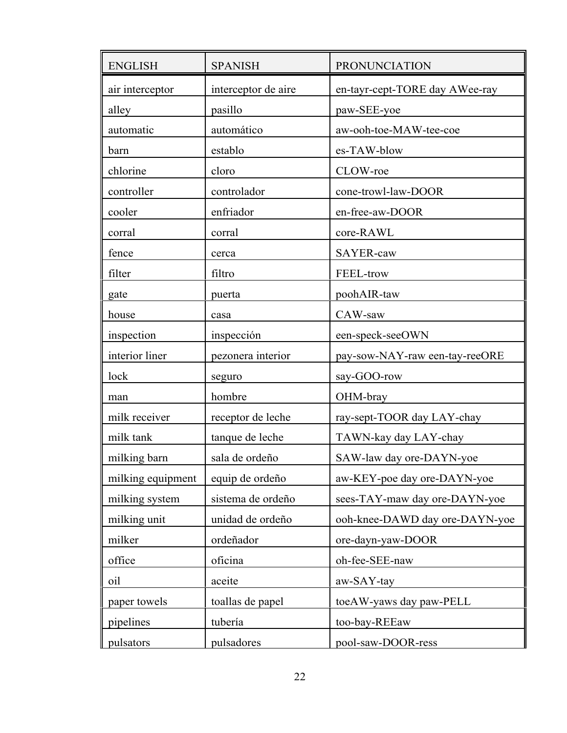| ENGLISH | SPANISH | PRONUNCIATION |
| --- | --- | --- |
| air interceptor | interceptor de aire | en-tayr-cept-TORE day AWee-ray |
| alley | pasillo | paw-SEE-yoe |
| automatic | automático | aw-ooh-toe-MAW-tee-coe |
| barn | establo | es-TAW-blow |
| chlorine | cloro | CLOW-roe |
| controller | controlador | cone-trowl-law-DOOR |
| cooler | enfriador | en-free-aw-DOOR |
| corral | corral | core-RAWL |
| fence | cerca | SAYER-caw |
| filter | filtro | FEEL-trow |
| gate | puerta | poohAIR-taw |
| house | casa | CAW-saw |
| inspection | inspección | een-speck-seeOWN |
| interior liner | pezonera interior | pay-sow-NAY-raw een-tay-reeORE |
| lock | seguro | say-GOO-row |
| man | hombre | OHM-bray |
| milk receiver | receptor de leche | ray-sept-TOOR day LAY-chay |
| milk tank | tanque de leche | TAWN-kay day LAY-chay |
| milking barn | sala de ordeño | SAW-law day ore-DAYN-yoe |
| milking equipment | equip de ordeño | aw-KEY-poe day ore-DAYN-yoe |
| milking system | sistema de ordeño | sees-TAY-maw day ore-DAYN-yoe |
| milking unit | unidad de ordeño | ooh-knee-DAWD day ore-DAYN-yoe |
| milker | ordeñador | ore-dayn-yaw-DOOR |
| office | oficina | oh-fee-SEE-naw |
| oil | aceite | aw-SAY-tay |
| paper towels | toallas de papel | toeAW-yaws day paw-PELL |
| pipelines | tubería | too-bay-REEaw |
| pulsators | pulsadores | pool-saw-DOOR-ress |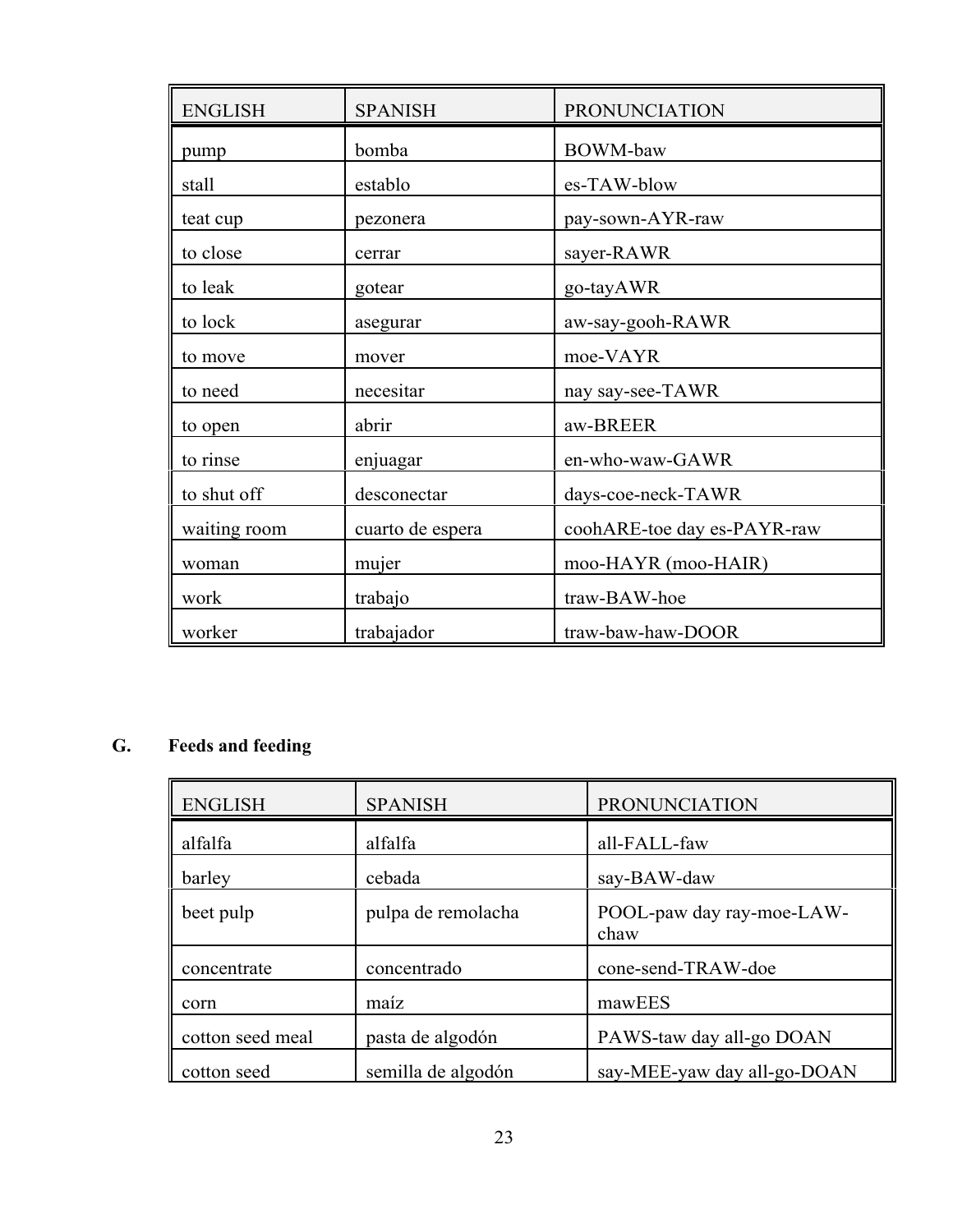| ENGLISH | SPANISH | PRONUNCIATION |
|---|---|---|
| pump | bomba | BOWM-baw |
| stall | establo | es-TAW-blow |
| teat cup | pezonera | pay-sown-AYR-raw |
| to close | cerrar | sayer-RAWR |
| to leak | gotear | go-tayAWR |
| to lock | asegurar | aw-say-gooh-RAWR |
| to move | mover | moe-VAYR |
| to need | necesitar | nay say-see-TAWR |
| to open | abrir | aw-BREER |
| to rinse | enjuagar | en-who-waw-GAWR |
| to shut off | desconectar | days-coe-neck-TAWR |
| waiting room | cuarto de espera | coohARE-toe day es-PAYR-raw |
| woman | mujer | moo-HAYR (moo-HAIR) |
| work | trabajo | traw-BAW-hoe |
| worker | trabajador | traw-baw-haw-DOOR |

## G. Feeds and feeding

| ENGLISH | SPANISH | PRONUNCIATION |
|---|---|---|
| alfalfa | alfalfa | all-FALL-faw |
| barley | cebada | say-BAW-daw |
| beet pulp | pulpa de remolacha | POOL-paw day ray-moe-LAW-chaw |
| concentrate | concentrado | cone-send-TRAW-doe |
| corn | maíz | mawEES |
| cotton seed meal | pasta de algodón | PAWS-taw day all-go DOAN |
| cotton seed | semilla de algodón | say-MEE-yaw day all-go-DOAN |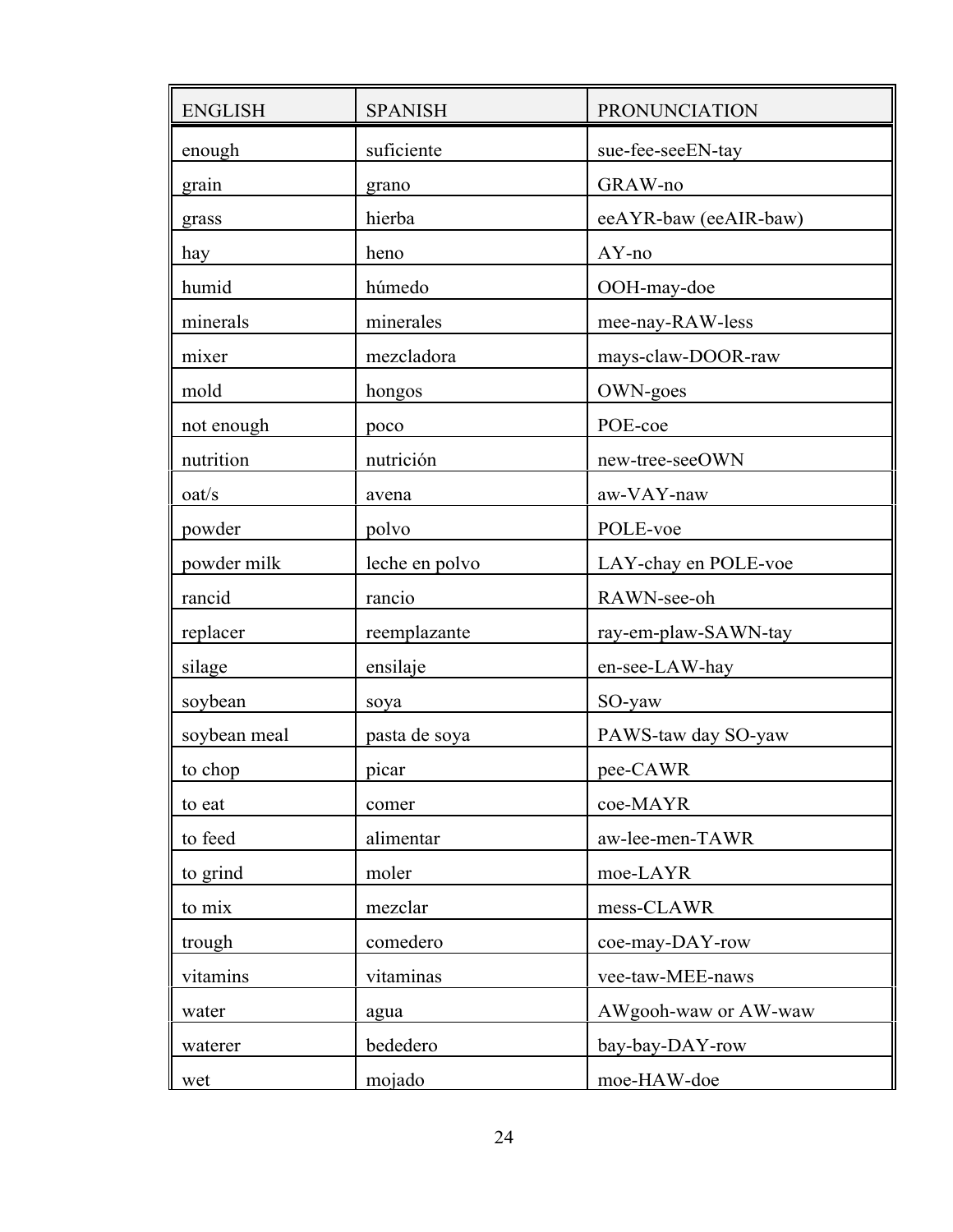| ENGLISH | SPANISH | PRONUNCIATION |
|---|---|---|
| enough | suficiente | sue-fee-seeEN-tay |
| grain | grano | GRAW-no |
| grass | hierba | eeAYR-baw (eeAIR-baw) |
| hay | heno | AY-no |
| humid | húmedo | OOH-may-doe |
| minerals | minerales | mee-nay-RAW-less |
| mixer | mezcladora | mays-claw-DOOR-raw |
| mold | hongos | OWN-goes |
| not enough | poco | POE-coe |
| nutrition | nutrición | new-tree-seeOWN |
| oat/s | avena | aw-VAY-naw |
| powder | polvo | POLE-voe |
| powder milk | leche en polvo | LAY-chay en POLE-voe |
| rancid | rancio | RAWN-see-oh |
| replacer | reemplazante | ray-em-plaw-SAWN-tay |
| silage | ensilaje | en-see-LAW-hay |
| soybean | soya | SO-yaw |
| soybean meal | pasta de soya | PAWS-taw day SO-yaw |
| to chop | picar | pee-CAWR |
| to eat | comer | coe-MAYR |
| to feed | alimentar | aw-lee-men-TAWR |
| to grind | moler | moe-LAYR |
| to mix | mezclar | mess-CLAWR |
| trough | comedero | coe-may-DAY-row |
| vitamins | vitaminas | vee-taw-MEE-naws |
| water | agua | AWgooh-waw or AW-waw |
| waterer | bededero | bay-bay-DAY-row |
| wet | mojado | moe-HAW-doe |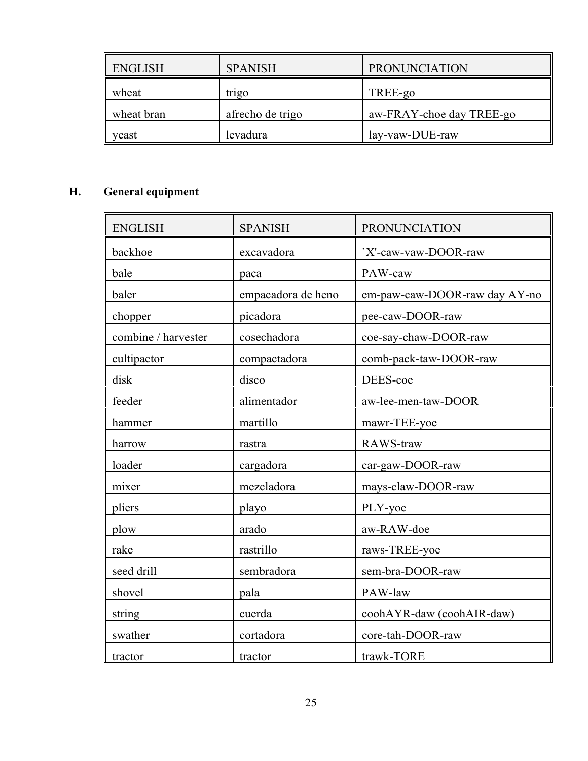| ENGLISH | SPANISH | PRONUNCIATION |
|---|---|---|
| wheat | trigo | TREE-go |
| wheat bran | afrecho de trigo | aw-FRAY-choe day TREE-go |
| yeast | levadura | lay-vaw-DUE-raw |

## H. General equipment

| ENGLISH | SPANISH | PRONUNCIATION |
|---|---|---|
| backhoe | excavadora | `X'-caw-vaw-DOOR-raw |
| bale | paca | PAW-caw |
| baler | empacadora de heno | em-paw-caw-DOOR-raw day AY-no |
| chopper | picadora | pee-caw-DOOR-raw |
| combine / harvester | cosechadora | coe-say-chaw-DOOR-raw |
| cultipactor | compactadora | comb-pack-taw-DOOR-raw |
| disk | disco | DEES-coe |
| feeder | alimentador | aw-lee-men-taw-DOOR |
| hammer | martillo | mawr-TEE-yoe |
| harrow | rastra | RAWS-traw |
| loader | cargadora | car-gaw-DOOR-raw |
| mixer | mezcladora | mays-claw-DOOR-raw |
| pliers | playo | PLY-yoe |
| plow | arado | aw-RAW-doe |
| rake | rastrillo | raws-TREE-yoe |
| seed drill | sembradora | sem-bra-DOOR-raw |
| shovel | pala | PAW-law |
| string | cuerda | coohAYR-daw (coohAIR-daw) |
| swather | cortadora | core-tah-DOOR-raw |
| tractor | tractor | trawk-TORE |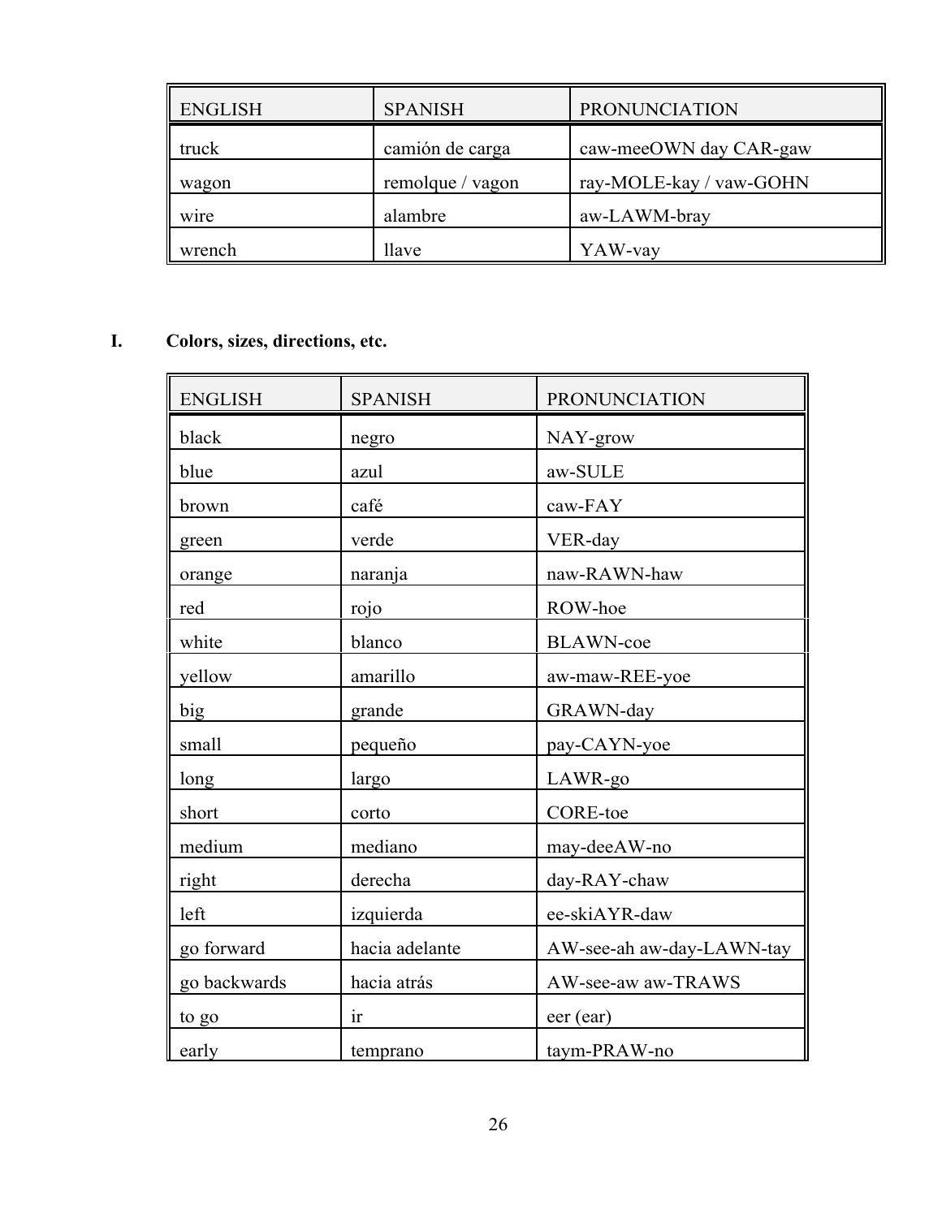| ENGLISH | SPANISH | PRONUNCIATION |
| --- | --- | --- |
| truck | camión de carga | caw-meeOWN day CAR-gaw |
| wagon | remolque / vagon | ray-MOLE-kay / vaw-GOHN |
| wire | alambre | aw-LAWM-bray |
| wrench | llave | YAW-vay |

## I. Colors, sizes, directions, etc.

| ENGLISH | SPANISH | PRONUNCIATION |
| --- | --- | --- |
| black | negro | NAY-grow |
| blue | azul | aw-SULE |
| brown | café | caw-FAY |
| green | verde | VER-day |
| orange | naranja | naw-RAWN-haw |
| red | rojo | ROW-hoe |
| white | blanco | BLAWN-coe |
| yellow | amarillo | aw-maw-REE-yoe |
| big | grande | GRAWN-day |
| small | pequeño | pay-CAYN-yoe |
| long | largo | LAWR-go |
| short | corto | CORE-toe |
| medium | mediano | may-deeAW-no |
| right | derecha | day-RAY-chaw |
| left | izquierda | ee-skiAYR-daw |
| go forward | hacia adelante | AW-see-ah aw-day-LAWN-tay |
| go backwards | hacia atrás | AW-see-aw aw-TRAWS |
| to go | ir | eer (ear) |
| early | temprano | taym-PRAW-no |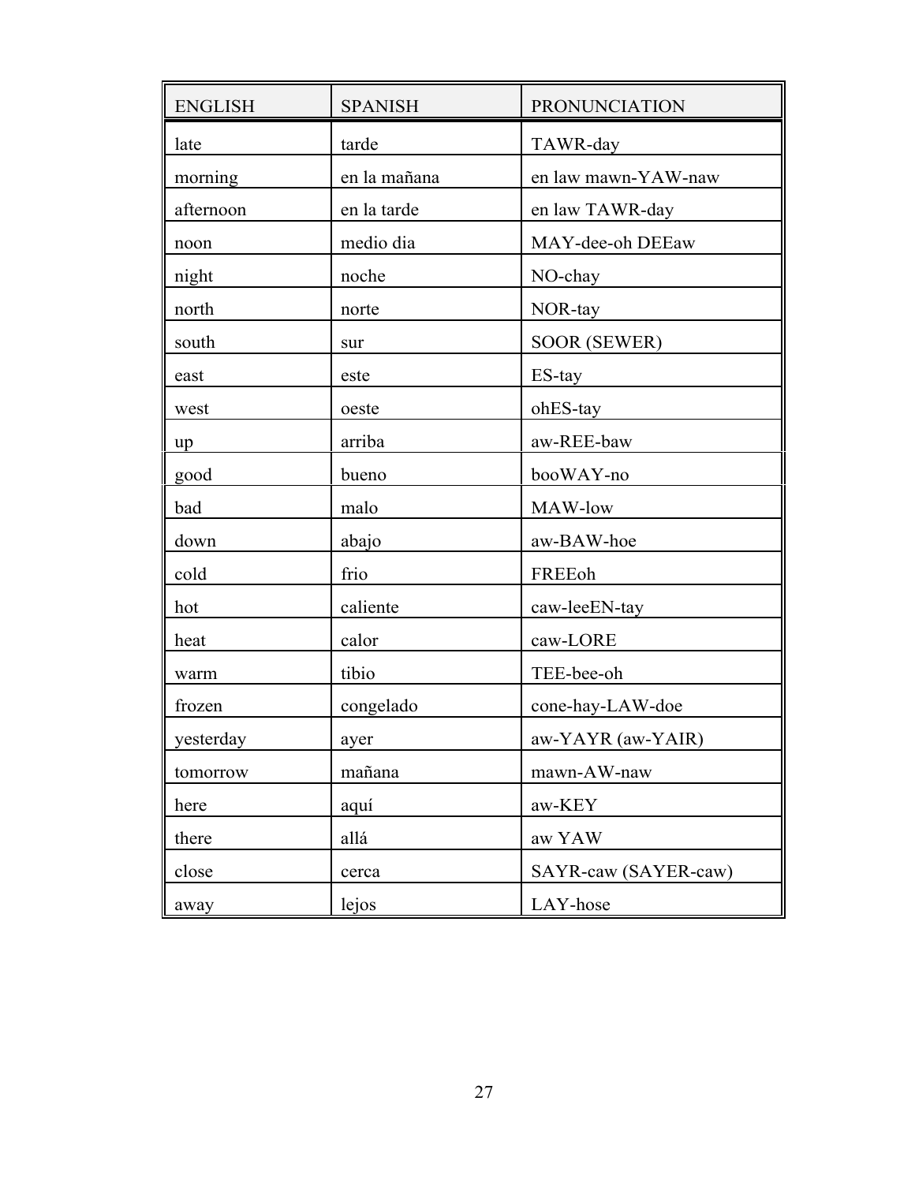| ENGLISH | SPANISH | PRONUNCIATION |
| --- | --- | --- |
| late | tarde | TAWR-day |
| morning | en la mañana | en law mawn-YAW-naw |
| afternoon | en la tarde | en law TAWR-day |
| noon | medio dia | MAY-dee-oh DEEaw |
| night | noche | NO-chay |
| north | norte | NOR-tay |
| south | sur | SOOR (SEWER) |
| east | este | ES-tay |
| west | oeste | ohES-tay |
| up | arriba | aw-REE-baw |
| good | bueno | booWAY-no |
| bad | malo | MAW-low |
| down | abajo | aw-BAW-hoe |
| cold | frio | FREEoh |
| hot | caliente | caw-leeEN-tay |
| heat | calor | caw-LORE |
| warm | tibio | TEE-bee-oh |
| frozen | congelado | cone-hay-LAW-doe |
| yesterday | ayer | aw-YAYR (aw-YAIR) |
| tomorrow | mañana | mawn-AW-naw |
| here | aquí | aw-KEY |
| there | allá | aw YAW |
| close | cerca | SAYR-caw (SAYER-caw) |
| away | lejos | LAY-hose |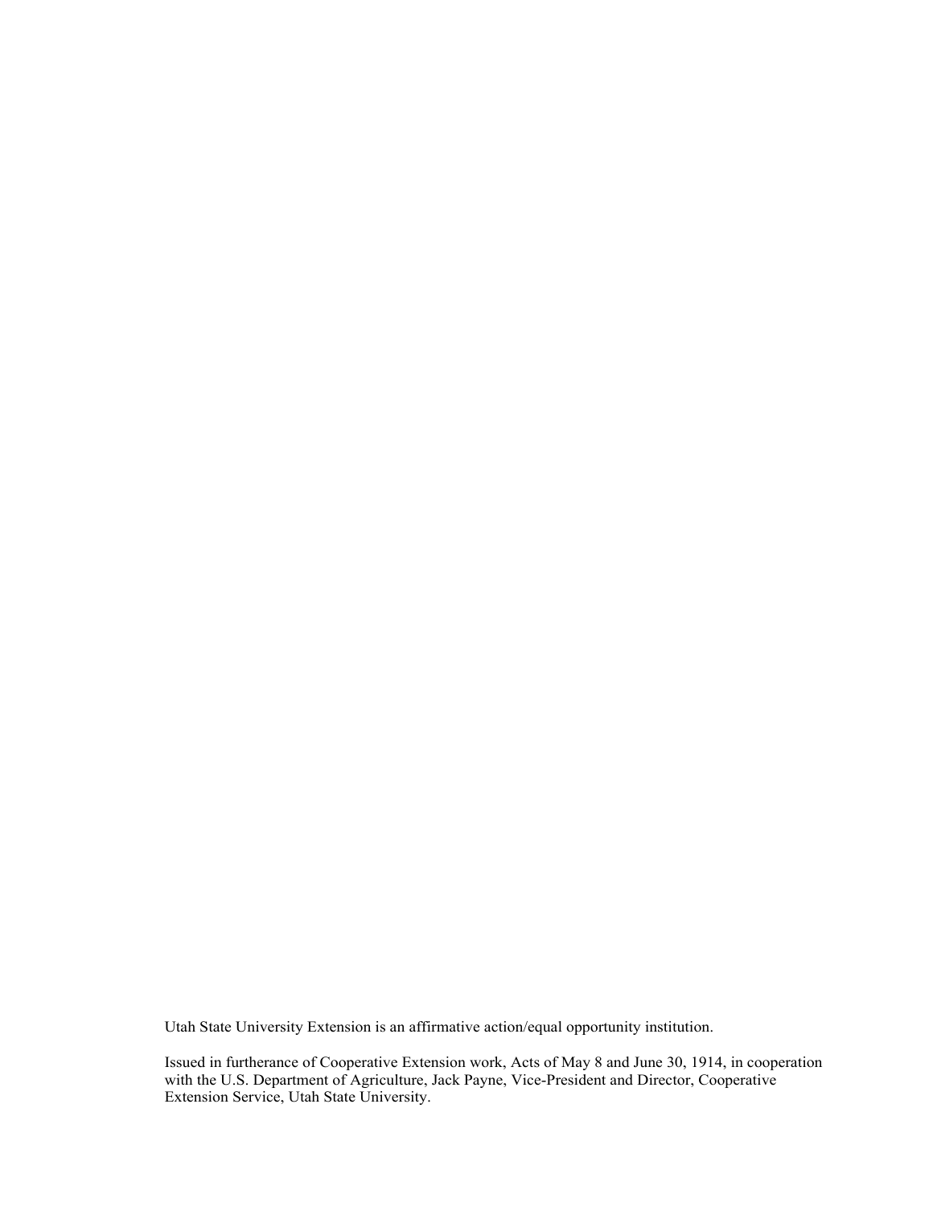Utah State University Extension is an affirmative action/equal opportunity institution.

Issued in furtherance of Cooperative Extension work, Acts of May 8 and June 30, 1914, in cooperation with the U.S. Department of Agriculture, Jack Payne, Vice-President and Director, Cooperative Extension Service, Utah State University.